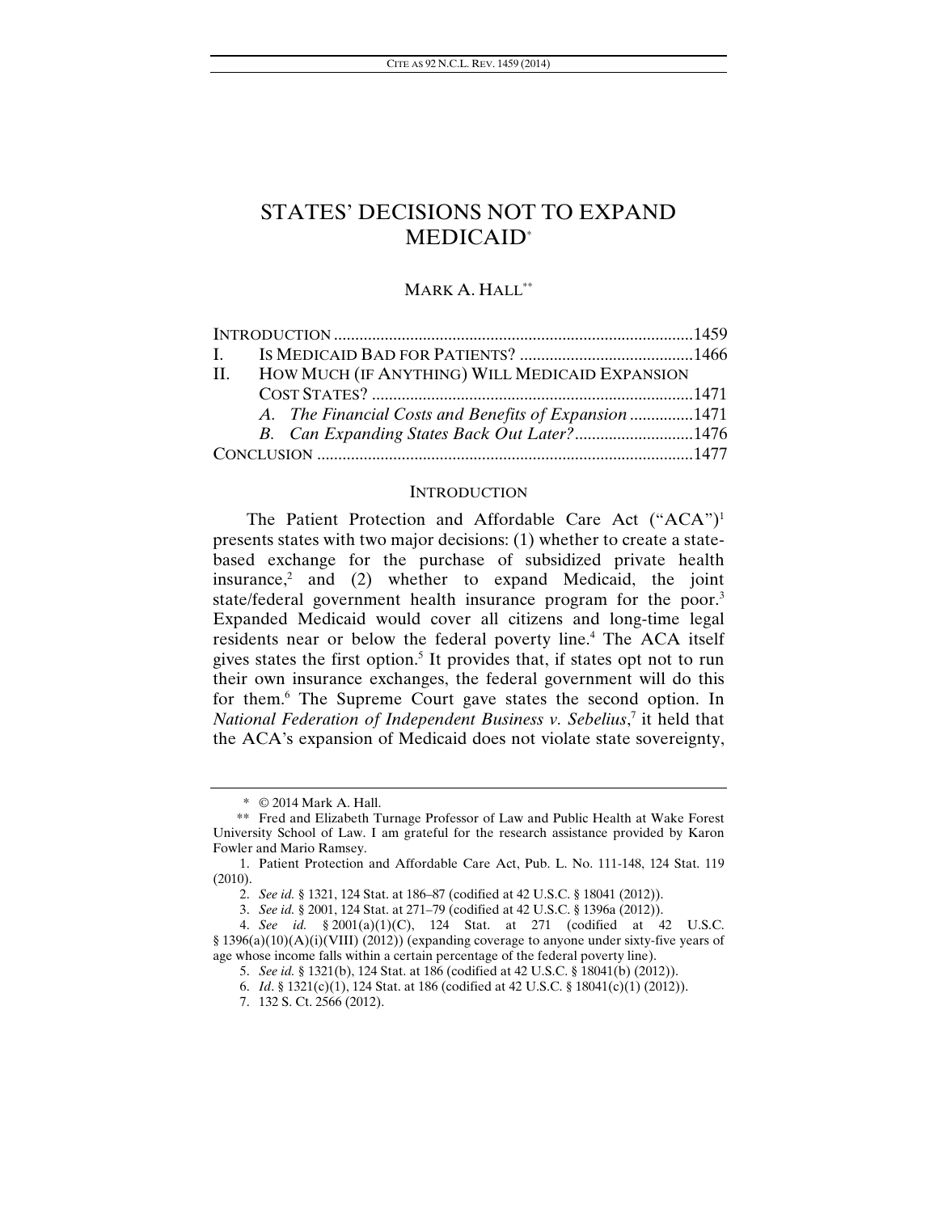# STATES' DECISIONS NOT TO EXPAND MEDICAID[*]

MARK A. HALL[**]

| | |
|---|---|
| INTRODUCTION | 1459 |
| I. IS MEDICAID BAD FOR PATIENTS? | 1466 |
| II. HOW MUCH (IF ANYTHING) WILL MEDICAID EXPANSION COST STATES? | 1471 |
| *A. The Financial Costs and Benefits of Expansion* | 1471 |
| *B. Can Expanding States Back Out Later?* | 1476 |
| CONCLUSION | 1477 |

## INTRODUCTION

The Patient Protection and Affordable Care Act ("ACA")[1] presents states with two major decisions: (1) whether to create a state-based exchange for the purchase of subsidized private health insurance,[2] and (2) whether to expand Medicaid, the joint state/federal government health insurance program for the poor.[3] Expanded Medicaid would cover all citizens and long-time legal residents near or below the federal poverty line.[4] The ACA itself gives states the first option.[5] It provides that, if states opt not to run their own insurance exchanges, the federal government will do this for them.[6] The Supreme Court gave states the second option. In *National Federation of Independent Business v. Sebelius*,[7] it held that the ACA's expansion of Medicaid does not violate state sovereignty,

---

\* © 2014 Mark A. Hall.

\*\* Fred and Elizabeth Turnage Professor of Law and Public Health at Wake Forest University School of Law. I am grateful for the research assistance provided by Karon Fowler and Mario Ramsey.

1. Patient Protection and Affordable Care Act, Pub. L. No. 111-148, 124 Stat. 119 (2010).

2. *See id.* § 1321, 124 Stat. at 186–87 (codified at 42 U.S.C. § 18041 (2012)).

3. *See id.* § 2001, 124 Stat. at 271–79 (codified at 42 U.S.C. § 1396a (2012)).

4. *See id.* § 2001(a)(1)(C), 124 Stat. at 271 (codified at 42 U.S.C. § 1396(a)(10)(A)(i)(VIII) (2012)) (expanding coverage to anyone under sixty-five years of age whose income falls within a certain percentage of the federal poverty line).

5. *See id.* § 1321(b), 124 Stat. at 186 (codified at 42 U.S.C. § 18041(b) (2012)).

6. *Id*. § 1321(c)(1), 124 Stat. at 186 (codified at 42 U.S.C. § 18041(c)(1) (2012)).

7. 132 S. Ct. 2566 (2012).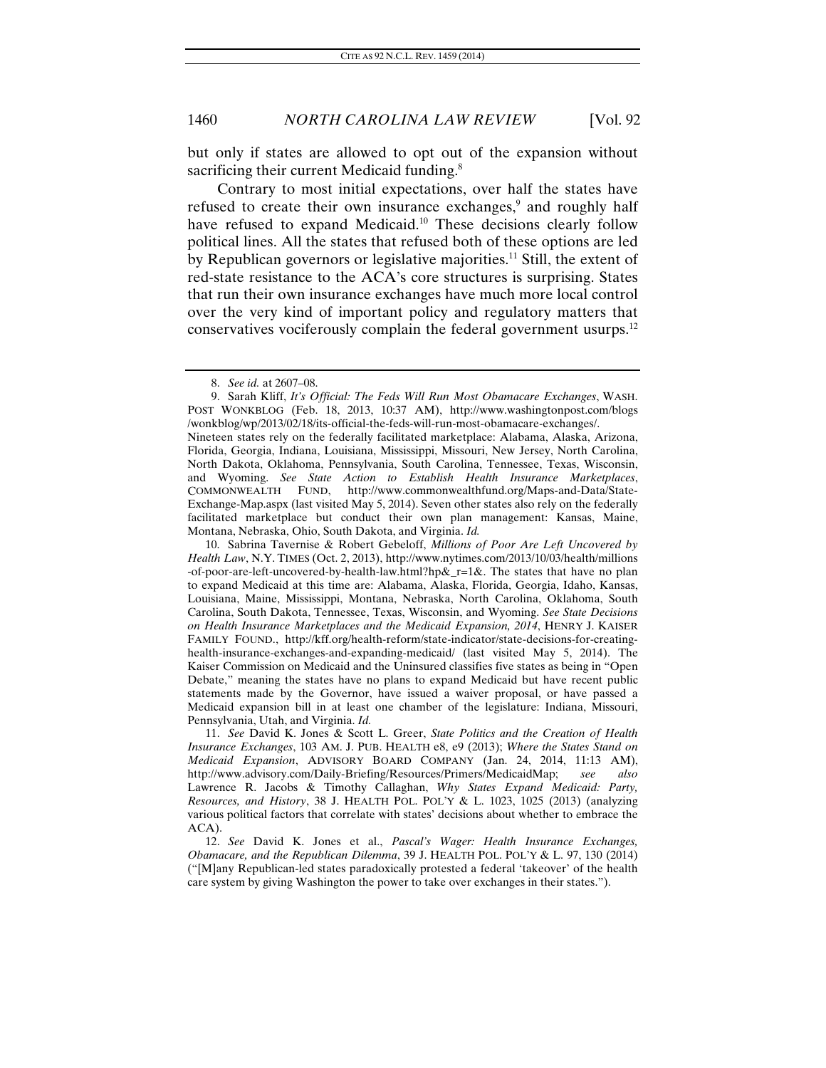but only if states are allowed to opt out of the expansion without sacrificing their current Medicaid funding.[8]

Contrary to most initial expectations, over half the states have refused to create their own insurance exchanges,[9] and roughly half have refused to expand Medicaid.[10] These decisions clearly follow political lines. All the states that refused both of these options are led by Republican governors or legislative majorities.[11] Still, the extent of red-state resistance to the ACA's core structures is surprising. States that run their own insurance exchanges have much more local control over the very kind of important policy and regulatory matters that conservatives vociferously complain the federal government usurps.[12]

---

8. *See id.* at 2607–08.

9. Sarah Kliff, *It's Official: The Feds Will Run Most Obamacare Exchanges*, WASH. POST WONKBLOG (Feb. 18, 2013, 10:37 AM), http://www.washingtonpost.com/blogs/wonkblog/wp/2013/02/18/its-official-the-feds-will-run-most-obamacare-exchanges/. Nineteen states rely on the federally facilitated marketplace: Alabama, Alaska, Arizona, Florida, Georgia, Indiana, Louisiana, Mississippi, Missouri, New Jersey, North Carolina, North Dakota, Oklahoma, Pennsylvania, South Carolina, Tennessee, Texas, Wisconsin, and Wyoming. *See State Action to Establish Health Insurance Marketplaces*, COMMONWEALTH FUND, http://www.commonwealthfund.org/Maps-and-Data/State-Exchange-Map.aspx (last visited May 5, 2014). Seven other states also rely on the federally facilitated marketplace but conduct their own plan management: Kansas, Maine, Montana, Nebraska, Ohio, South Dakota, and Virginia. *Id.*

10. Sabrina Tavernise & Robert Gebeloff, *Millions of Poor Are Left Uncovered by Health Law*, N.Y. TIMES (Oct. 2, 2013), http://www.nytimes.com/2013/10/03/health/millions-of-poor-are-left-uncovered-by-health-law.html?hp&_r=1&. The states that have no plan to expand Medicaid at this time are: Alabama, Alaska, Florida, Georgia, Idaho, Kansas, Louisiana, Maine, Mississippi, Montana, Nebraska, North Carolina, Oklahoma, South Carolina, South Dakota, Tennessee, Texas, Wisconsin, and Wyoming. *See State Decisions on Health Insurance Marketplaces and the Medicaid Expansion, 2014*, HENRY J. KAISER FAMILY FOUND., http://kff.org/health-reform/state-indicator/state-decisions-for-creating-health-insurance-exchanges-and-expanding-medicaid/ (last visited May 5, 2014). The Kaiser Commission on Medicaid and the Uninsured classifies five states as being in "Open Debate," meaning the states have no plans to expand Medicaid but have recent public statements made by the Governor, have issued a waiver proposal, or have passed a Medicaid expansion bill in at least one chamber of the legislature: Indiana, Missouri, Pennsylvania, Utah, and Virginia. *Id.*

11. *See* David K. Jones & Scott L. Greer, *State Politics and the Creation of Health Insurance Exchanges*, 103 AM. J. PUB. HEALTH e8, e9 (2013); *Where the States Stand on Medicaid Expansion*, ADVISORY BOARD COMPANY (Jan. 24, 2014, 11:13 AM), http://www.advisory.com/Daily-Briefing/Resources/Primers/MedicaidMap; *see also* Lawrence R. Jacobs & Timothy Callaghan, *Why States Expand Medicaid: Party, Resources, and History*, 38 J. HEALTH POL. POL'Y & L. 1023, 1025 (2013) (analyzing various political factors that correlate with states' decisions about whether to embrace the ACA).

12. *See* David K. Jones et al., *Pascal's Wager: Health Insurance Exchanges, Obamacare, and the Republican Dilemma*, 39 J. HEALTH POL. POL'Y & L. 97, 130 (2014) ("[M]any Republican-led states paradoxically protested a federal 'takeover' of the health care system by giving Washington the power to take over exchanges in their states.").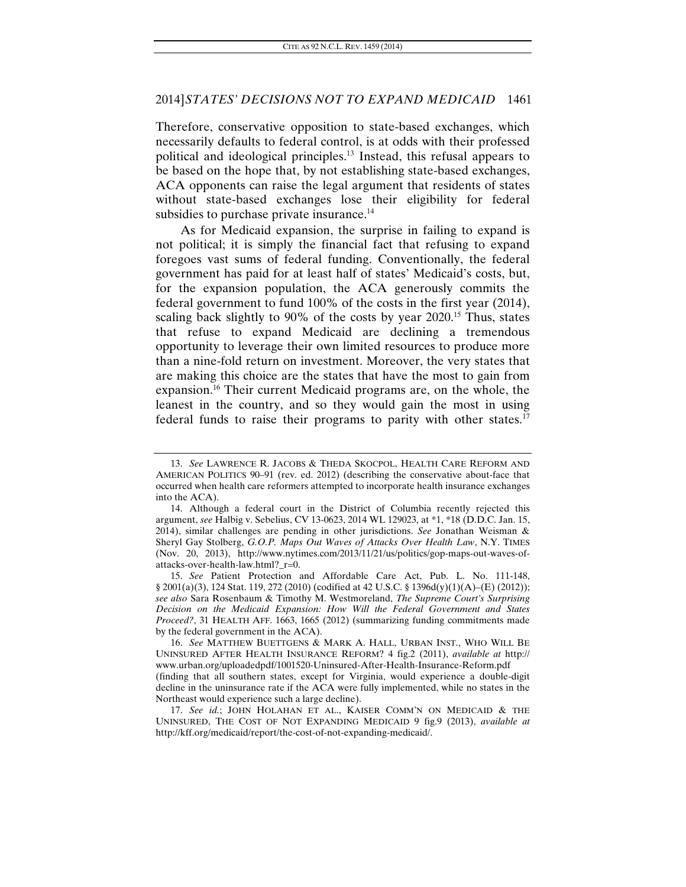Therefore, conservative opposition to state-based exchanges, which necessarily defaults to federal control, is at odds with their professed political and ideological principles.[13] Instead, this refusal appears to be based on the hope that, by not establishing state-based exchanges, ACA opponents can raise the legal argument that residents of states without state-based exchanges lose their eligibility for federal subsidies to purchase private insurance.[14]

As for Medicaid expansion, the surprise in failing to expand is not political; it is simply the financial fact that refusing to expand foregoes vast sums of federal funding. Conventionally, the federal government has paid for at least half of states' Medicaid's costs, but, for the expansion population, the ACA generously commits the federal government to fund 100% of the costs in the first year (2014), scaling back slightly to 90% of the costs by year 2020.[15] Thus, states that refuse to expand Medicaid are declining a tremendous opportunity to leverage their own limited resources to produce more than a nine-fold return on investment. Moreover, the very states that are making this choice are the states that have the most to gain from expansion.[16] Their current Medicaid programs are, on the whole, the leanest in the country, and so they would gain the most in using federal funds to raise their programs to parity with other states.[17]

---

13. *See* LAWRENCE R. JACOBS & THEDA SKOCPOL, HEALTH CARE REFORM AND AMERICAN POLITICS 90–91 (rev. ed. 2012) (describing the conservative about-face that occurred when health care reformers attempted to incorporate health insurance exchanges into the ACA).

14. Although a federal court in the District of Columbia recently rejected this argument, *see* Halbig v. Sebelius, CV 13-0623, 2014 WL 129023, at *1, *18 (D.D.C. Jan. 15, 2014), similar challenges are pending in other jurisdictions. *See* Jonathan Weisman & Sheryl Gay Stolberg, *G.O.P. Maps Out Waves of Attacks Over Health Law*, N.Y. TIMES (Nov. 20, 2013), http://www.nytimes.com/2013/11/21/us/politics/gop-maps-out-waves-of-attacks-over-health-law.html?_r=0.

15. *See* Patient Protection and Affordable Care Act, Pub. L. No. 111-148, § 2001(a)(3), 124 Stat. 119, 272 (2010) (codified at 42 U.S.C. § 1396d(y)(1)(A)–(E) (2012)); *see also* Sara Rosenbaum & Timothy M. Westmoreland, *The Supreme Court's Surprising Decision on the Medicaid Expansion: How Will the Federal Government and States Proceed?*, 31 HEALTH AFF. 1663, 1665 (2012) (summarizing funding commitments made by the federal government in the ACA).

16. *See* MATTHEW BUETTGENS & MARK A. HALL, URBAN INST., WHO WILL BE UNINSURED AFTER HEALTH INSURANCE REFORM? 4 fig.2 (2011), *available at* http://www.urban.org/uploadedpdf/1001520-Uninsured-After-Health-Insurance-Reform.pdf (finding that all southern states, except for Virginia, would experience a double-digit decline in the uninsurance rate if the ACA were fully implemented, while no states in the Northeast would experience such a large decline).

17. *See id.*; JOHN HOLAHAN ET AL., KAISER COMM'N ON MEDICAID & THE UNINSURED, THE COST OF NOT EXPANDING MEDICAID 9 fig.9 (2013), *available at* http://kff.org/medicaid/report/the-cost-of-not-expanding-medicaid/.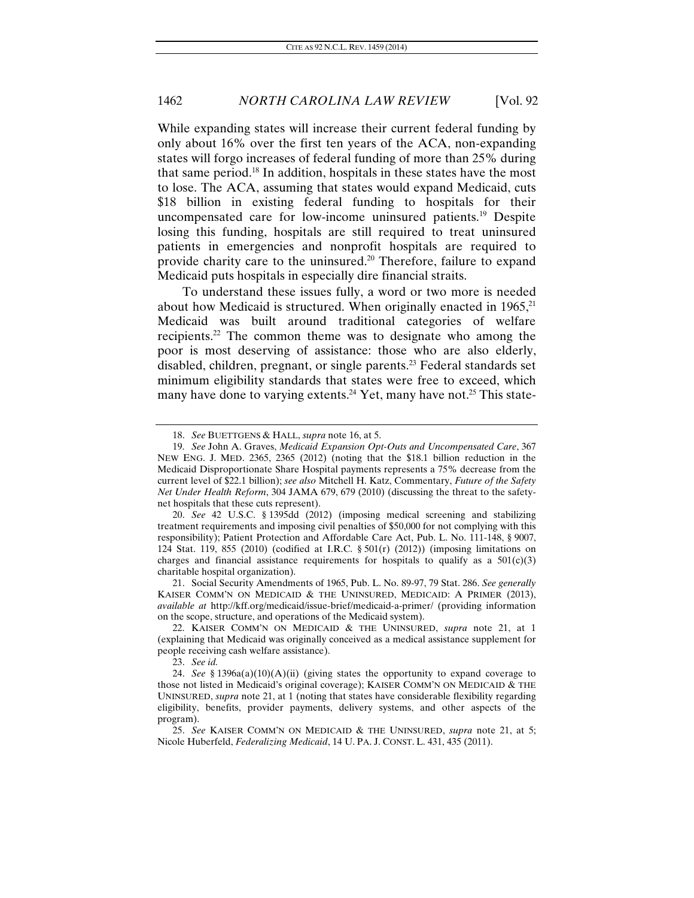While expanding states will increase their current federal funding by only about 16% over the first ten years of the ACA, non-expanding states will forgo increases of federal funding of more than 25% during that same period.[18] In addition, hospitals in these states have the most to lose. The ACA, assuming that states would expand Medicaid, cuts $18 billion in existing federal funding to hospitals for their uncompensated care for low-income uninsured patients.[19] Despite losing this funding, hospitals are still required to treat uninsured patients in emergencies and nonprofit hospitals are required to provide charity care to the uninsured.[20] Therefore, failure to expand Medicaid puts hospitals in especially dire financial straits.

To understand these issues fully, a word or two more is needed about how Medicaid is structured. When originally enacted in 1965,[21] Medicaid was built around traditional categories of welfare recipients.[22] The common theme was to designate who among the poor is most deserving of assistance: those who are also elderly, disabled, children, pregnant, or single parents.[23] Federal standards set minimum eligibility standards that states were free to exceed, which many have done to varying extents.[24] Yet, many have not.[25] This state-

---

18. *See* BUETTGENS & HALL, *supra* note 16, at 5.

19. *See* John A. Graves, *Medicaid Expansion Opt-Outs and Uncompensated Care*, 367 NEW ENG. J. MED. 2365, 2365 (2012) (noting that the $18.1 billion reduction in the Medicaid Disproportionate Share Hospital payments represents a 75% decrease from the current level of $22.1 billion); *see also* Mitchell H. Katz, Commentary, *Future of the Safety Net Under Health Reform*, 304 JAMA 679, 679 (2010) (discussing the threat to the safety-net hospitals that these cuts represent).

20. *See* 42 U.S.C. § 1395dd (2012) (imposing medical screening and stabilizing treatment requirements and imposing civil penalties of $50,000 for not complying with this responsibility); Patient Protection and Affordable Care Act, Pub. L. No. 111-148, § 9007, 124 Stat. 119, 855 (2010) (codified at I.R.C. § 501(r) (2012)) (imposing limitations on charges and financial assistance requirements for hospitals to qualify as a 501(c)(3) charitable hospital organization).

21. Social Security Amendments of 1965, Pub. L. No. 89-97, 79 Stat. 286. *See generally* KAISER COMM'N ON MEDICAID & THE UNINSURED, MEDICAID: A PRIMER (2013), *available at* http://kff.org/medicaid/issue-brief/medicaid-a-primer/ (providing information on the scope, structure, and operations of the Medicaid system).

22. KAISER COMM'N ON MEDICAID & THE UNINSURED, *supra* note 21, at 1 (explaining that Medicaid was originally conceived as a medical assistance supplement for people receiving cash welfare assistance).

23. *See id.*

24. *See* § 1396a(a)(10)(A)(ii) (giving states the opportunity to expand coverage to those not listed in Medicaid's original coverage); KAISER COMM'N ON MEDICAID & THE UNINSURED, *supra* note 21, at 1 (noting that states have considerable flexibility regarding eligibility, benefits, provider payments, delivery systems, and other aspects of the program).

25. *See* KAISER COMM'N ON MEDICAID & THE UNINSURED, *supra* note 21, at 5; Nicole Huberfeld, *Federalizing Medicaid*, 14 U. PA. J. CONST. L. 431, 435 (2011).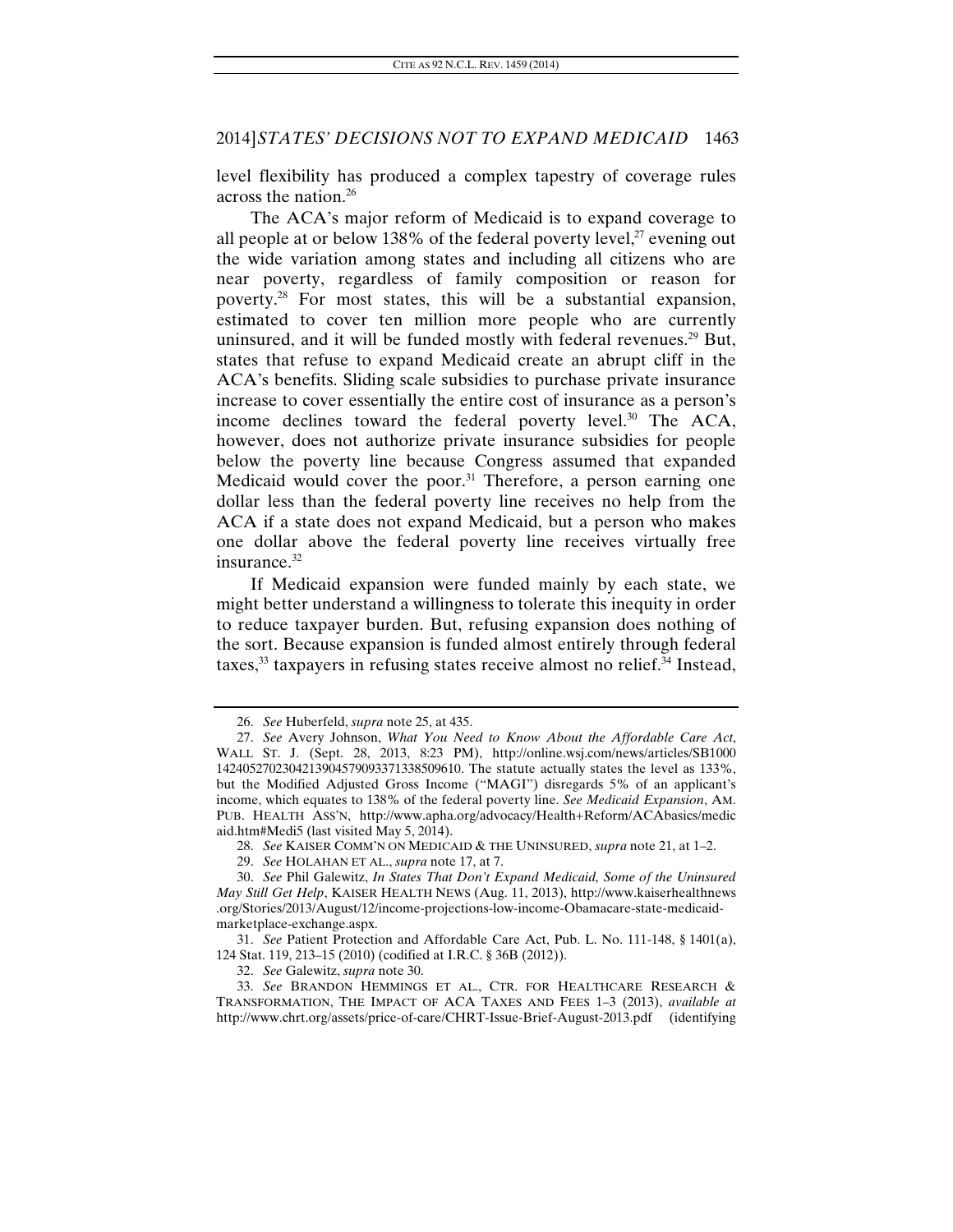level flexibility has produced a complex tapestry of coverage rules across the nation.[26]

The ACA's major reform of Medicaid is to expand coverage to all people at or below 138% of the federal poverty level,[27] evening out the wide variation among states and including all citizens who are near poverty, regardless of family composition or reason for poverty.[28] For most states, this will be a substantial expansion, estimated to cover ten million more people who are currently uninsured, and it will be funded mostly with federal revenues.[29] But, states that refuse to expand Medicaid create an abrupt cliff in the ACA's benefits. Sliding scale subsidies to purchase private insurance increase to cover essentially the entire cost of insurance as a person's income declines toward the federal poverty level.[30] The ACA, however, does not authorize private insurance subsidies for people below the poverty line because Congress assumed that expanded Medicaid would cover the poor.[31] Therefore, a person earning one dollar less than the federal poverty line receives no help from the ACA if a state does not expand Medicaid, but a person who makes one dollar above the federal poverty line receives virtually free insurance.[32]

If Medicaid expansion were funded mainly by each state, we might better understand a willingness to tolerate this inequity in order to reduce taxpayer burden. But, refusing expansion does nothing of the sort. Because expansion is funded almost entirely through federal taxes,[33] taxpayers in refusing states receive almost no relief.[34] Instead,

---

26. *See* Huberfeld, *supra* note 25, at 435.

27. *See* Avery Johnson, *What You Need to Know About the Affordable Care Act*, WALL ST. J. (Sept. 28, 2013, 8:23 PM), http://online.wsj.com/news/articles/SB10001424052702304213904579093371338509610. The statute actually states the level as 133%, but the Modified Adjusted Gross Income ("MAGI") disregards 5% of an applicant's income, which equates to 138% of the federal poverty line. *See Medicaid Expansion*, AM. PUB. HEALTH ASS'N, http://www.apha.org/advocacy/Health+Reform/ACAbasics/medicaid.htm#Medi5 (last visited May 5, 2014).

28. *See* KAISER COMM'N ON MEDICAID & THE UNINSURED, *supra* note 21, at 1–2.

29. *See* HOLAHAN ET AL., *supra* note 17, at 7.

30. *See* Phil Galewitz, *In States That Don't Expand Medicaid, Some of the Uninsured May Still Get Help*, KAISER HEALTH NEWS (Aug. 11, 2013), http://www.kaiserhealthnews.org/Stories/2013/August/12/income-projections-low-income-Obamacare-state-medicaid-marketplace-exchange.aspx.

31. *See* Patient Protection and Affordable Care Act, Pub. L. No. 111-148, § 1401(a), 124 Stat. 119, 213–15 (2010) (codified at I.R.C. § 36B (2012)).

32. *See* Galewitz, *supra* note 30.

33. *See* BRANDON HEMMINGS ET AL., CTR. FOR HEALTHCARE RESEARCH & TRANSFORMATION, THE IMPACT OF ACA TAXES AND FEES 1–3 (2013), *available at* http://www.chrt.org/assets/price-of-care/CHRT-Issue-Brief-August-2013.pdf (identifying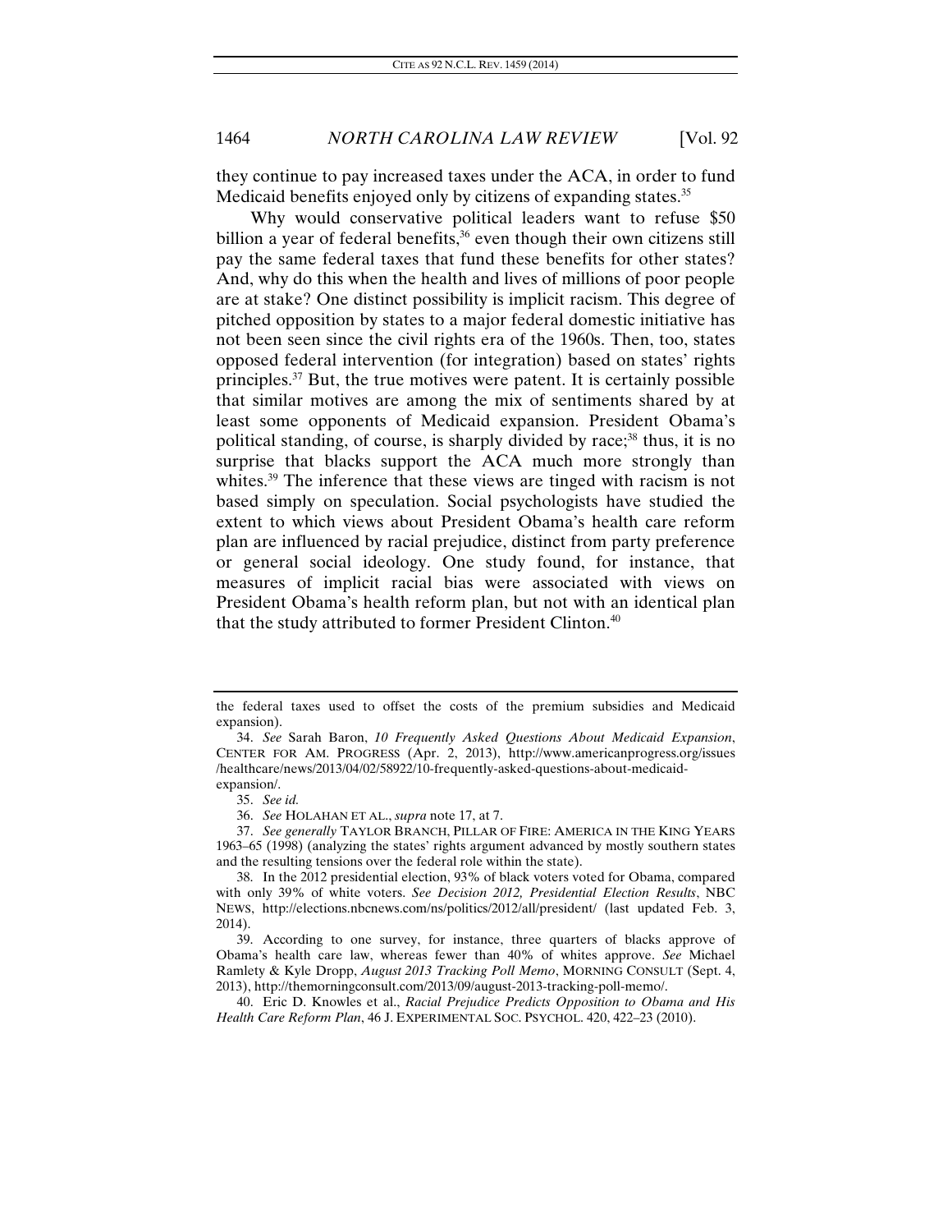they continue to pay increased taxes under the ACA, in order to fund Medicaid benefits enjoyed only by citizens of expanding states.[35]

Why would conservative political leaders want to refuse $50 billion a year of federal benefits,[36] even though their own citizens still pay the same federal taxes that fund these benefits for other states? And, why do this when the health and lives of millions of poor people are at stake? One distinct possibility is implicit racism. This degree of pitched opposition by states to a major federal domestic initiative has not been seen since the civil rights era of the 1960s. Then, too, states opposed federal intervention (for integration) based on states' rights principles.[37] But, the true motives were patent. It is certainly possible that similar motives are among the mix of sentiments shared by at least some opponents of Medicaid expansion. President Obama's political standing, of course, is sharply divided by race;[38] thus, it is no surprise that blacks support the ACA much more strongly than whites.[39] The inference that these views are tinged with racism is not based simply on speculation. Social psychologists have studied the extent to which views about President Obama's health care reform plan are influenced by racial prejudice, distinct from party preference or general social ideology. One study found, for instance, that measures of implicit racial bias were associated with views on President Obama's health reform plan, but not with an identical plan that the study attributed to former President Clinton.[40]

---

the federal taxes used to offset the costs of the premium subsidies and Medicaid expansion).

34. *See* Sarah Baron, *10 Frequently Asked Questions About Medicaid Expansion*, CENTER FOR AM. PROGRESS (Apr. 2, 2013), http://www.americanprogress.org/issues/healthcare/news/2013/04/02/58922/10-frequently-asked-questions-about-medicaid-expansion/.

35. *See id.*

36. *See* HOLAHAN ET AL., *supra* note 17, at 7.

37. *See generally* TAYLOR BRANCH, PILLAR OF FIRE: AMERICA IN THE KING YEARS 1963–65 (1998) (analyzing the states' rights argument advanced by mostly southern states and the resulting tensions over the federal role within the state).

38. In the 2012 presidential election, 93% of black voters voted for Obama, compared with only 39% of white voters. *See Decision 2012, Presidential Election Results*, NBC NEWS, http://elections.nbcnews.com/ns/politics/2012/all/president/ (last updated Feb. 3, 2014).

39. According to one survey, for instance, three quarters of blacks approve of Obama's health care law, whereas fewer than 40% of whites approve. *See* Michael Ramlety & Kyle Dropp, *August 2013 Tracking Poll Memo*, MORNING CONSULT (Sept. 4, 2013), http://themorningconsult.com/2013/09/august-2013-tracking-poll-memo/.

40. Eric D. Knowles et al., *Racial Prejudice Predicts Opposition to Obama and His Health Care Reform Plan*, 46 J. EXPERIMENTAL SOC. PSYCHOL. 420, 422–23 (2010).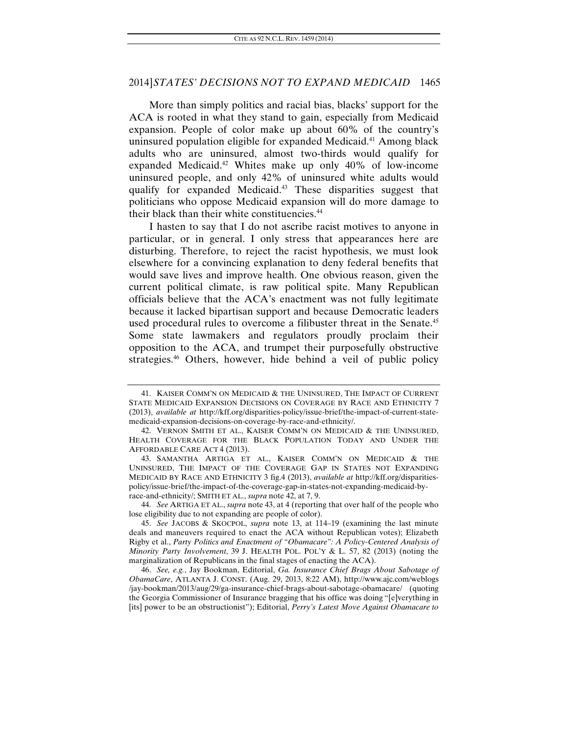More than simply politics and racial bias, blacks' support for the ACA is rooted in what they stand to gain, especially from Medicaid expansion. People of color make up about 60% of the country's uninsured population eligible for expanded Medicaid.[41] Among black adults who are uninsured, almost two-thirds would qualify for expanded Medicaid.[42] Whites make up only 40% of low-income uninsured people, and only 42% of uninsured white adults would qualify for expanded Medicaid.[43] These disparities suggest that politicians who oppose Medicaid expansion will do more damage to their black than their white constituencies.[44]

I hasten to say that I do not ascribe racist motives to anyone in particular, or in general. I only stress that appearances here are disturbing. Therefore, to reject the racist hypothesis, we must look elsewhere for a convincing explanation to deny federal benefits that would save lives and improve health. One obvious reason, given the current political climate, is raw political spite. Many Republican officials believe that the ACA's enactment was not fully legitimate because it lacked bipartisan support and because Democratic leaders used procedural rules to overcome a filibuster threat in the Senate.[45] Some state lawmakers and regulators proudly proclaim their opposition to the ACA, and trumpet their purposefully obstructive strategies.[46] Others, however, hide behind a veil of public policy

---

41. KAISER COMM'N ON MEDICAID & THE UNINSURED, THE IMPACT OF CURRENT STATE MEDICAID EXPANSION DECISIONS ON COVERAGE BY RACE AND ETHNICITY 7 (2013), *available at* http://kff.org/disparities-policy/issue-brief/the-impact-of-current-state-medicaid-expansion-decisions-on-coverage-by-race-and-ethnicity/.

42. VERNON SMITH ET AL., KAISER COMM'N ON MEDICAID & THE UNINSURED, HEALTH COVERAGE FOR THE BLACK POPULATION TODAY AND UNDER THE AFFORDABLE CARE ACT 4 (2013).

43. SAMANTHA ARTIGA ET AL., KAISER COMM'N ON MEDICAID & THE UNINSURED, THE IMPACT OF THE COVERAGE GAP IN STATES NOT EXPANDING MEDICAID BY RACE AND ETHNICITY 3 fig.4 (2013), *available at* http://kff.org/disparities-policy/issue-brief/the-impact-of-the-coverage-gap-in-states-not-expanding-medicaid-by-race-and-ethnicity/; SMITH ET AL., *supra* note 42, at 7, 9.

44. *See* ARTIGA ET AL., *supra* note 43, at 4 (reporting that over half of the people who lose eligibility due to not expanding are people of color).

45. *See* JACOBS & SKOCPOL, *supra* note 13, at 114–19 (examining the last minute deals and maneuvers required to enact the ACA without Republican votes); Elizabeth Rigby et al., *Party Politics and Enactment of "Obamacare": A Policy-Centered Analysis of Minority Party Involvement*, 39 J. HEALTH POL. POL'Y & L. 57, 82 (2013) (noting the marginalization of Republicans in the final stages of enacting the ACA).

46. *See, e.g.*, Jay Bookman, Editorial, *Ga. Insurance Chief Brags About Sabotage of ObamaCare*, ATLANTA J. CONST. (Aug. 29, 2013, 8:22 AM), http://www.ajc.com/weblogs/jay-bookman/2013/aug/29/ga-insurance-chief-brags-about-sabotage-obamacare/ (quoting the Georgia Commissioner of Insurance bragging that his office was doing "[e]verything in [its] power to be an obstructionist"); Editorial, *Perry's Latest Move Against Obamacare to*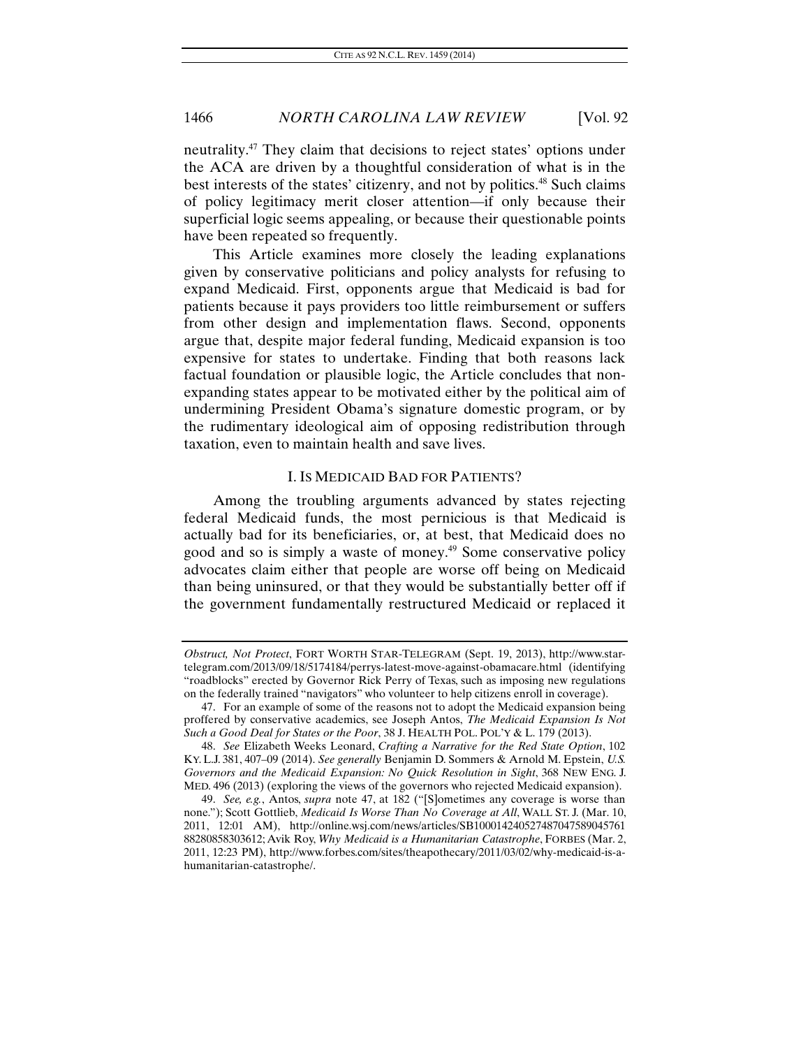neutrality.[47] They claim that decisions to reject states' options under the ACA are driven by a thoughtful consideration of what is in the best interests of the states' citizenry, and not by politics.[48] Such claims of policy legitimacy merit closer attention—if only because their superficial logic seems appealing, or because their questionable points have been repeated so frequently.

This Article examines more closely the leading explanations given by conservative politicians and policy analysts for refusing to expand Medicaid. First, opponents argue that Medicaid is bad for patients because it pays providers too little reimbursement or suffers from other design and implementation flaws. Second, opponents argue that, despite major federal funding, Medicaid expansion is too expensive for states to undertake. Finding that both reasons lack factual foundation or plausible logic, the Article concludes that non-expanding states appear to be motivated either by the political aim of undermining President Obama's signature domestic program, or by the rudimentary ideological aim of opposing redistribution through taxation, even to maintain health and save lives.

## I. IS MEDICAID BAD FOR PATIENTS?

Among the troubling arguments advanced by states rejecting federal Medicaid funds, the most pernicious is that Medicaid is actually bad for its beneficiaries, or, at best, that Medicaid does no good and so is simply a waste of money.[49] Some conservative policy advocates claim either that people are worse off being on Medicaid than being uninsured, or that they would be substantially better off if the government fundamentally restructured Medicaid or replaced it

---

*Obstruct, Not Protect*, FORT WORTH STAR-TELEGRAM (Sept. 19, 2013), http://www.star-telegram.com/2013/09/18/5174184/perrys-latest-move-against-obamacare.html (identifying "roadblocks" erected by Governor Rick Perry of Texas, such as imposing new regulations on the federally trained "navigators" who volunteer to help citizens enroll in coverage).

47. For an example of some of the reasons not to adopt the Medicaid expansion being proffered by conservative academics, see Joseph Antos, *The Medicaid Expansion Is Not Such a Good Deal for States or the Poor*, 38 J. HEALTH POL. POL'Y & L. 179 (2013).

48. *See* Elizabeth Weeks Leonard, *Crafting a Narrative for the Red State Option*, 102 KY. L.J. 381, 407–09 (2014). *See generally* Benjamin D. Sommers & Arnold M. Epstein, *U.S. Governors and the Medicaid Expansion: No Quick Resolution in Sight*, 368 NEW ENG. J. MED. 496 (2013) (exploring the views of the governors who rejected Medicaid expansion).

49. *See, e.g.*, Antos, *supra* note 47, at 182 ("[S]ometimes any coverage is worse than none."); Scott Gottlieb, *Medicaid Is Worse Than No Coverage at All*, WALL ST. J. (Mar. 10, 2011, 12:01 AM), http://online.wsj.com/news/articles/SB10001424052748704758904576188280858303612; Avik Roy, *Why Medicaid is a Humanitarian Catastrophe*, FORBES (Mar. 2, 2011, 12:23 PM), http://www.forbes.com/sites/theapothecary/2011/03/02/why-medicaid-is-a-humanitarian-catastrophe/.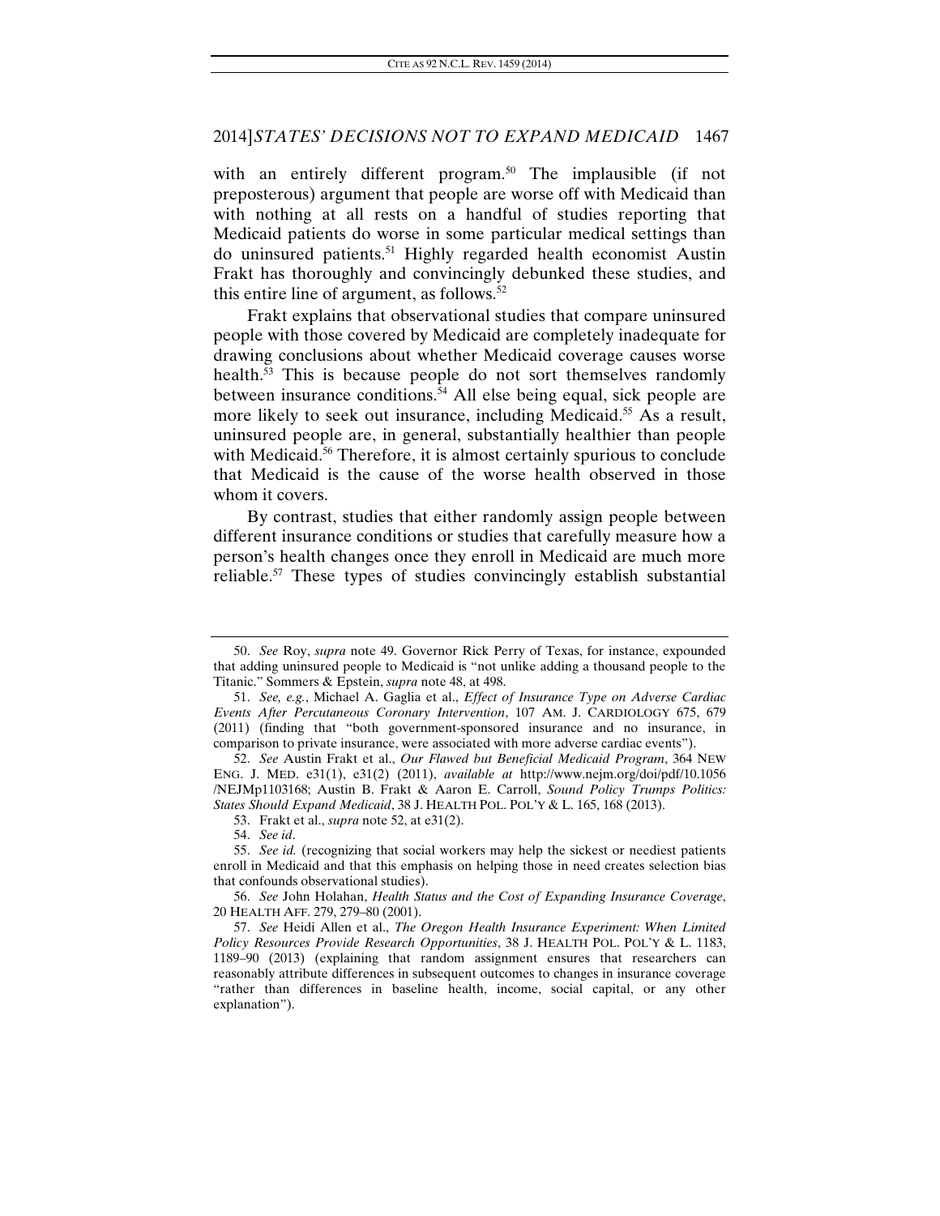with an entirely different program.[50] The implausible (if not preposterous) argument that people are worse off with Medicaid than with nothing at all rests on a handful of studies reporting that Medicaid patients do worse in some particular medical settings than do uninsured patients.[51] Highly regarded health economist Austin Frakt has thoroughly and convincingly debunked these studies, and this entire line of argument, as follows.[52]

Frakt explains that observational studies that compare uninsured people with those covered by Medicaid are completely inadequate for drawing conclusions about whether Medicaid coverage causes worse health.[53] This is because people do not sort themselves randomly between insurance conditions.[54] All else being equal, sick people are more likely to seek out insurance, including Medicaid.[55] As a result, uninsured people are, in general, substantially healthier than people with Medicaid.[56] Therefore, it is almost certainly spurious to conclude that Medicaid is the cause of the worse health observed in those whom it covers.

By contrast, studies that either randomly assign people between different insurance conditions or studies that carefully measure how a person's health changes once they enroll in Medicaid are much more reliable.[57] These types of studies convincingly establish substantial

---

50. *See* Roy, *supra* note 49. Governor Rick Perry of Texas, for instance, expounded that adding uninsured people to Medicaid is "not unlike adding a thousand people to the Titanic." Sommers & Epstein, *supra* note 48, at 498.

51. *See, e.g.*, Michael A. Gaglia et al., *Effect of Insurance Type on Adverse Cardiac Events After Percutaneous Coronary Intervention*, 107 AM. J. CARDIOLOGY 675, 679 (2011) (finding that "both government-sponsored insurance and no insurance, in comparison to private insurance, were associated with more adverse cardiac events").

52. *See* Austin Frakt et al., *Our Flawed but Beneficial Medicaid Program*, 364 NEW ENG. J. MED. e31(1), e31(2) (2011), *available at* http://www.nejm.org/doi/pdf/10.1056/NEJMp1103168; Austin B. Frakt & Aaron E. Carroll, *Sound Policy Trumps Politics: States Should Expand Medicaid*, 38 J. HEALTH POL. POL'Y & L. 165, 168 (2013).

53. Frakt et al., *supra* note 52, at e31(2).

54. *See id*.

55. *See id.* (recognizing that social workers may help the sickest or neediest patients enroll in Medicaid and that this emphasis on helping those in need creates selection bias that confounds observational studies).

56. *See* John Holahan, *Health Status and the Cost of Expanding Insurance Coverage*, 20 HEALTH AFF. 279, 279–80 (2001).

57. *See* Heidi Allen et al., *The Oregon Health Insurance Experiment: When Limited Policy Resources Provide Research Opportunities*, 38 J. HEALTH POL. POL'Y & L. 1183, 1189–90 (2013) (explaining that random assignment ensures that researchers can reasonably attribute differences in subsequent outcomes to changes in insurance coverage "rather than differences in baseline health, income, social capital, or any other explanation").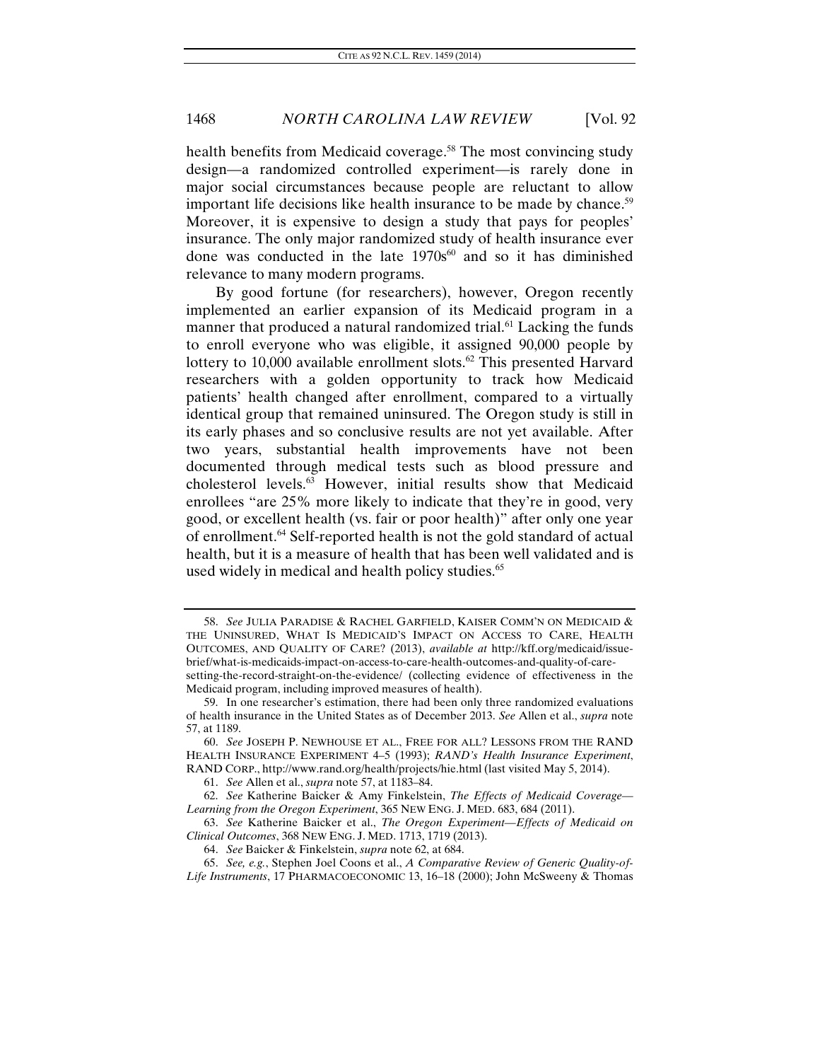health benefits from Medicaid coverage.[58] The most convincing study design—a randomized controlled experiment—is rarely done in major social circumstances because people are reluctant to allow important life decisions like health insurance to be made by chance.[59] Moreover, it is expensive to design a study that pays for peoples' insurance. The only major randomized study of health insurance ever done was conducted in the late 1970s[60] and so it has diminished relevance to many modern programs.

By good fortune (for researchers), however, Oregon recently implemented an earlier expansion of its Medicaid program in a manner that produced a natural randomized trial.[61] Lacking the funds to enroll everyone who was eligible, it assigned 90,000 people by lottery to 10,000 available enrollment slots.[62] This presented Harvard researchers with a golden opportunity to track how Medicaid patients' health changed after enrollment, compared to a virtually identical group that remained uninsured. The Oregon study is still in its early phases and so conclusive results are not yet available. After two years, substantial health improvements have not been documented through medical tests such as blood pressure and cholesterol levels.[63] However, initial results show that Medicaid enrollees "are 25% more likely to indicate that they're in good, very good, or excellent health (vs. fair or poor health)" after only one year of enrollment.[64] Self-reported health is not the gold standard of actual health, but it is a measure of health that has been well validated and is used widely in medical and health policy studies.[65]

---

58. *See* JULIA PARADISE & RACHEL GARFIELD, KAISER COMM'N ON MEDICAID & THE UNINSURED, WHAT IS MEDICAID'S IMPACT ON ACCESS TO CARE, HEALTH OUTCOMES, AND QUALITY OF CARE? (2013), *available at* http://kff.org/medicaid/issue-brief/what-is-medicaids-impact-on-access-to-care-health-outcomes-and-quality-of-care-setting-the-record-straight-on-the-evidence/ (collecting evidence of effectiveness in the Medicaid program, including improved measures of health).

59. In one researcher's estimation, there had been only three randomized evaluations of health insurance in the United States as of December 2013. *See* Allen et al., *supra* note 57, at 1189.

60. *See* JOSEPH P. NEWHOUSE ET AL., FREE FOR ALL? LESSONS FROM THE RAND HEALTH INSURANCE EXPERIMENT 4–5 (1993); *RAND's Health Insurance Experiment*, RAND CORP., http://www.rand.org/health/projects/hie.html (last visited May 5, 2014).

61. *See* Allen et al., *supra* note 57, at 1183–84.

62. *See* Katherine Baicker & Amy Finkelstein, *The Effects of Medicaid Coverage—Learning from the Oregon Experiment*, 365 NEW ENG. J. MED. 683, 684 (2011).

63. *See* Katherine Baicker et al., *The Oregon Experiment—Effects of Medicaid on Clinical Outcomes*, 368 NEW ENG. J. MED. 1713, 1719 (2013).

64. *See* Baicker & Finkelstein, *supra* note 62, at 684.

65. *See, e.g.*, Stephen Joel Coons et al., *A Comparative Review of Generic Quality-of-Life Instruments*, 17 PHARMACOECONOMIC 13, 16–18 (2000); John McSweeny & Thomas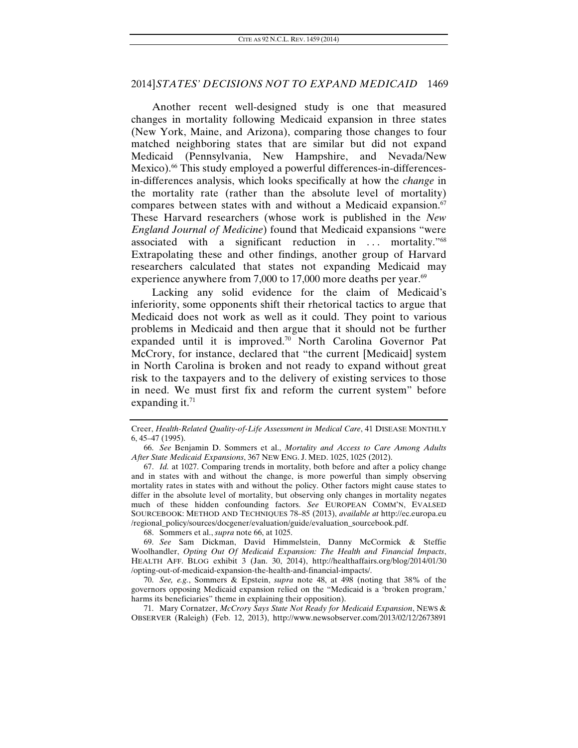Another recent well-designed study is one that measured changes in mortality following Medicaid expansion in three states (New York, Maine, and Arizona), comparing those changes to four matched neighboring states that are similar but did not expand Medicaid (Pennsylvania, New Hampshire, and Nevada/New Mexico).[66] This study employed a powerful differences-in-differences-in-differences analysis, which looks specifically at how the *change* in the mortality rate (rather than the absolute level of mortality) compares between states with and without a Medicaid expansion.[67] These Harvard researchers (whose work is published in the *New England Journal of Medicine*) found that Medicaid expansions "were associated with a significant reduction in . . . mortality."[68] Extrapolating these and other findings, another group of Harvard researchers calculated that states not expanding Medicaid may experience anywhere from 7,000 to 17,000 more deaths per year.[69]

Lacking any solid evidence for the claim of Medicaid's inferiority, some opponents shift their rhetorical tactics to argue that Medicaid does not work as well as it could. They point to various problems in Medicaid and then argue that it should not be further expanded until it is improved.[70] North Carolina Governor Pat McCrory, for instance, declared that "the current [Medicaid] system in North Carolina is broken and not ready to expand without great risk to the taxpayers and to the delivery of existing services to those in need. We must first fix and reform the current system" before expanding it.[71]

---

Creer, *Health-Related Quality-of-Life Assessment in Medical Care*, 41 DISEASE MONTHLY 6, 45–47 (1995).

66. *See* Benjamin D. Sommers et al., *Mortality and Access to Care Among Adults After State Medicaid Expansions*, 367 NEW ENG. J. MED. 1025, 1025 (2012).

67. *Id.* at 1027. Comparing trends in mortality, both before and after a policy change and in states with and without the change, is more powerful than simply observing mortality rates in states with and without the policy. Other factors might cause states to differ in the absolute level of mortality, but observing only changes in mortality negates much of these hidden confounding factors. *See* EUROPEAN COMM'N, EVALSED SOURCEBOOK: METHOD AND TECHNIQUES 78–85 (2013), *available at* http://ec.europa.eu/regional_policy/sources/docgener/evaluation/guide/evaluation_sourcebook.pdf.

68. Sommers et al., *supra* note 66, at 1025.

69. *See* Sam Dickman, David Himmelstein, Danny McCormick & Steffie Woolhandler, *Opting Out Of Medicaid Expansion: The Health and Financial Impacts*, HEALTH AFF. BLOG exhibit 3 (Jan. 30, 2014), http://healthaffairs.org/blog/2014/01/30/opting-out-of-medicaid-expansion-the-health-and-financial-impacts/.

70. *See, e.g.*, Sommers & Epstein, *supra* note 48, at 498 (noting that 38% of the governors opposing Medicaid expansion relied on the "Medicaid is a 'broken program,' harms its beneficiaries" theme in explaining their opposition).

71. Mary Cornatzer, *McCrory Says State Not Ready for Medicaid Expansion*, NEWS & OBSERVER (Raleigh) (Feb. 12, 2013), http://www.newsobserver.com/2013/02/12/2673891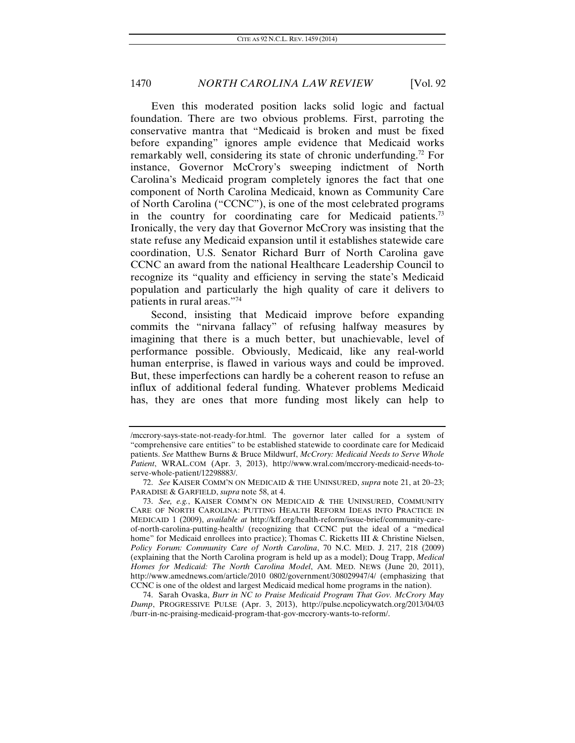Even this moderated position lacks solid logic and factual foundation. There are two obvious problems. First, parroting the conservative mantra that "Medicaid is broken and must be fixed before expanding" ignores ample evidence that Medicaid works remarkably well, considering its state of chronic underfunding.[72] For instance, Governor McCrory's sweeping indictment of North Carolina's Medicaid program completely ignores the fact that one component of North Carolina Medicaid, known as Community Care of North Carolina ("CCNC"), is one of the most celebrated programs in the country for coordinating care for Medicaid patients.[73] Ironically, the very day that Governor McCrory was insisting that the state refuse any Medicaid expansion until it establishes statewide care coordination, U.S. Senator Richard Burr of North Carolina gave CCNC an award from the national Healthcare Leadership Council to recognize its "quality and efficiency in serving the state's Medicaid population and particularly the high quality of care it delivers to patients in rural areas."[74]

Second, insisting that Medicaid improve before expanding commits the "nirvana fallacy" of refusing halfway measures by imagining that there is a much better, but unachievable, level of performance possible. Obviously, Medicaid, like any real-world human enterprise, is flawed in various ways and could be improved. But, these imperfections can hardly be a coherent reason to refuse an influx of additional federal funding. Whatever problems Medicaid has, they are ones that more funding most likely can help to

---

/mccrory-says-state-not-ready-for.html. The governor later called for a system of "comprehensive care entities" to be established statewide to coordinate care for Medicaid patients. *See* Matthew Burns & Bruce Mildwurf, *McCrory: Medicaid Needs to Serve Whole Patient*, WRAL.COM (Apr. 3, 2013), http://www.wral.com/mccrory-medicaid-needs-to-serve-whole-patient/12298883/.

72. *See* KAISER COMM'N ON MEDICAID & THE UNINSURED, *supra* note 21, at 20–23; PARADISE & GARFIELD, *supra* note 58, at 4.

73. *See, e.g.*, KAISER COMM'N ON MEDICAID & THE UNINSURED, COMMUNITY CARE OF NORTH CAROLINA: PUTTING HEALTH REFORM IDEAS INTO PRACTICE IN MEDICAID 1 (2009), *available at* http://kff.org/health-reform/issue-brief/community-care-of-north-carolina-putting-health/ (recognizing that CCNC put the ideal of a "medical home" for Medicaid enrollees into practice); Thomas C. Ricketts III & Christine Nielsen, *Policy Forum: Community Care of North Carolina*, 70 N.C. MED. J. 217, 218 (2009) (explaining that the North Carolina program is held up as a model); Doug Trapp, *Medical Homes for Medicaid: The North Carolina Model*, AM. MED. NEWS (June 20, 2011), http://www.amednews.com/article/2010 0802/government/308029947/4/ (emphasizing that CCNC is one of the oldest and largest Medicaid medical home programs in the nation).

74. Sarah Ovaska, *Burr in NC to Praise Medicaid Program That Gov. McCrory May Dump*, PROGRESSIVE PULSE (Apr. 3, 2013), http://pulse.ncpolicywatch.org/2013/04/03/burr-in-nc-praising-medicaid-program-that-gov-mccrory-wants-to-reform/.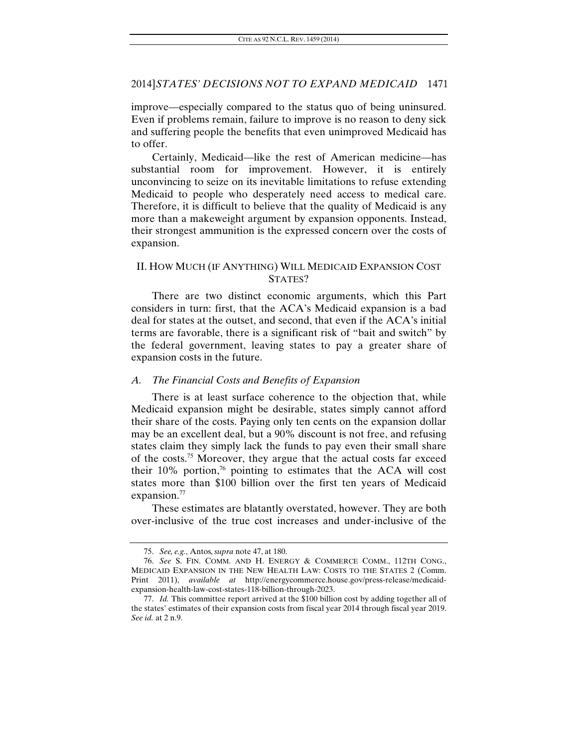improve—especially compared to the status quo of being uninsured. Even if problems remain, failure to improve is no reason to deny sick and suffering people the benefits that even unimproved Medicaid has to offer.

Certainly, Medicaid—like the rest of American medicine—has substantial room for improvement. However, it is entirely unconvincing to seize on its inevitable limitations to refuse extending Medicaid to people who desperately need access to medical care. Therefore, it is difficult to believe that the quality of Medicaid is any more than a makeweight argument by expansion opponents. Instead, their strongest ammunition is the expressed concern over the costs of expansion.

## II. How Much (if Anything) Will Medicaid Expansion Cost States?

There are two distinct economic arguments, which this Part considers in turn: first, that the ACA's Medicaid expansion is a bad deal for states at the outset, and second, that even if the ACA's initial terms are favorable, there is a significant risk of "bait and switch" by the federal government, leaving states to pay a greater share of expansion costs in the future.

### A. *The Financial Costs and Benefits of Expansion*

There is at least surface coherence to the objection that, while Medicaid expansion might be desirable, states simply cannot afford their share of the costs. Paying only ten cents on the expansion dollar may be an excellent deal, but a 90% discount is not free, and refusing states claim they simply lack the funds to pay even their small share of the costs.[75] Moreover, they argue that the actual costs far exceed their 10% portion,[76] pointing to estimates that the ACA will cost states more than $100 billion over the first ten years of Medicaid expansion.[77]

These estimates are blatantly overstated, however. They are both over-inclusive of the true cost increases and under-inclusive of the

---

75. *See, e.g.*, Antos, *supra* note 47, at 180.

76. *See* S. Fin. Comm. and H. Energy & Commerce Comm., 112th Cong., Medicaid Expansion in the New Health Law: Costs to the States 2 (Comm. Print 2011), *available at* http://energycommerce.house.gov/press-release/medicaid-expansion-health-law-cost-states-118-billion-through-2023.

77. *Id.* This committee report arrived at the $100 billion cost by adding together all of the states' estimates of their expansion costs from fiscal year 2014 through fiscal year 2019. *See id.* at 2 n.9.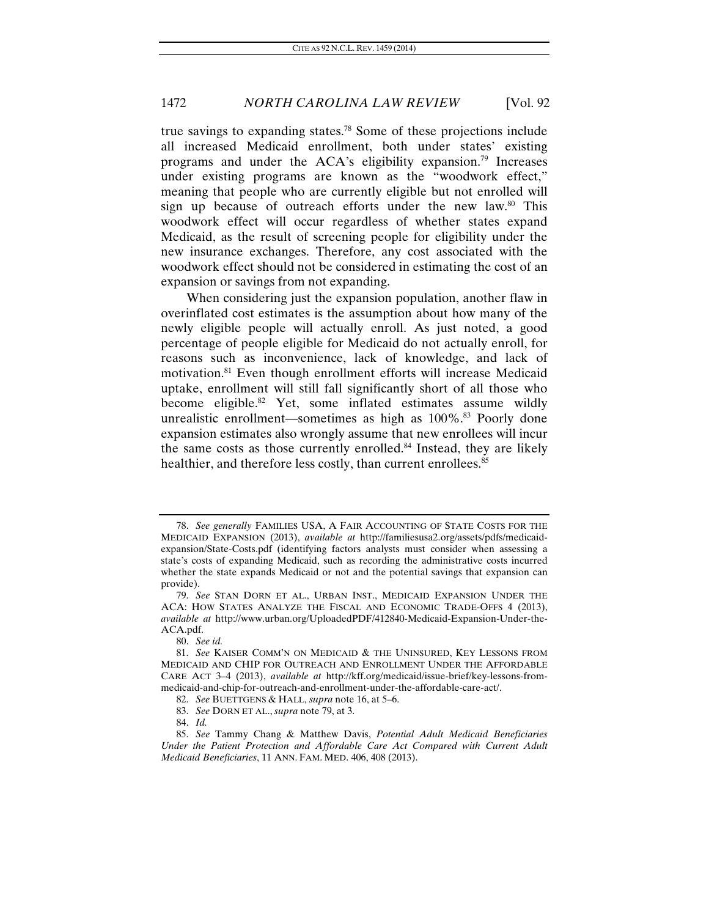true savings to expanding states.[78] Some of these projections include all increased Medicaid enrollment, both under states' existing programs and under the ACA's eligibility expansion.[79] Increases under existing programs are known as the "woodwork effect," meaning that people who are currently eligible but not enrolled will sign up because of outreach efforts under the new law.[80] This woodwork effect will occur regardless of whether states expand Medicaid, as the result of screening people for eligibility under the new insurance exchanges. Therefore, any cost associated with the woodwork effect should not be considered in estimating the cost of an expansion or savings from not expanding.

When considering just the expansion population, another flaw in overinflated cost estimates is the assumption about how many of the newly eligible people will actually enroll. As just noted, a good percentage of people eligible for Medicaid do not actually enroll, for reasons such as inconvenience, lack of knowledge, and lack of motivation.[81] Even though enrollment efforts will increase Medicaid uptake, enrollment will still fall significantly short of all those who become eligible.[82] Yet, some inflated estimates assume wildly unrealistic enrollment—sometimes as high as 100%.[83] Poorly done expansion estimates also wrongly assume that new enrollees will incur the same costs as those currently enrolled.[84] Instead, they are likely healthier, and therefore less costly, than current enrollees.[85]

---

78. *See generally* FAMILIES USA, A FAIR ACCOUNTING OF STATE COSTS FOR THE MEDICAID EXPANSION (2013), *available at* http://familiesusa2.org/assets/pdfs/medicaid-expansion/State-Costs.pdf (identifying factors analysts must consider when assessing a state's costs of expanding Medicaid, such as recording the administrative costs incurred whether the state expands Medicaid or not and the potential savings that expansion can provide).

79. *See* STAN DORN ET AL., URBAN INST., MEDICAID EXPANSION UNDER THE ACA: HOW STATES ANALYZE THE FISCAL AND ECONOMIC TRADE-OFFS 4 (2013), *available at* http://www.urban.org/UploadedPDF/412840-Medicaid-Expansion-Under-the-ACA.pdf.

80. *See id.*

81. *See* KAISER COMM'N ON MEDICAID & THE UNINSURED, KEY LESSONS FROM MEDICAID AND CHIP FOR OUTREACH AND ENROLLMENT UNDER THE AFFORDABLE CARE ACT 3–4 (2013), *available at* http://kff.org/medicaid/issue-brief/key-lessons-from-medicaid-and-chip-for-outreach-and-enrollment-under-the-affordable-care-act/.

82. *See* BUETTGENS & HALL, *supra* note 16, at 5–6.

83. *See* DORN ET AL., *supra* note 79, at 3.

84. *Id.*

85. *See* Tammy Chang & Matthew Davis, *Potential Adult Medicaid Beneficiaries Under the Patient Protection and Affordable Care Act Compared with Current Adult Medicaid Beneficiaries*, 11 ANN. FAM. MED. 406, 408 (2013).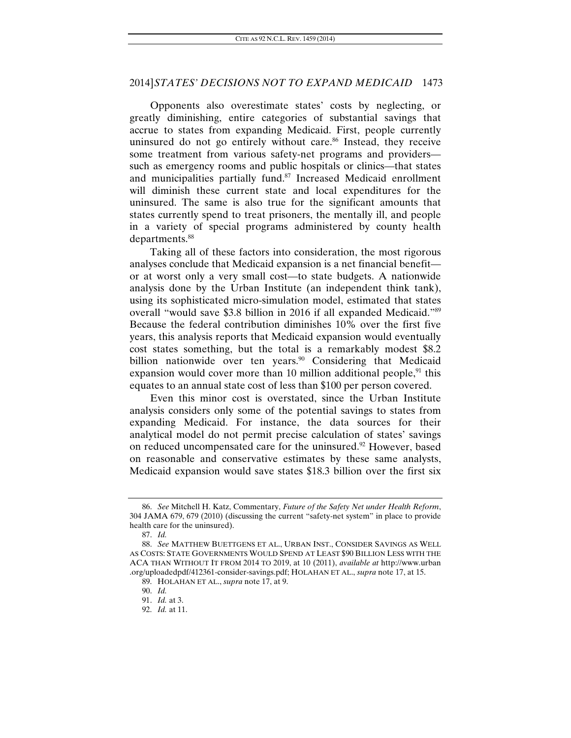Opponents also overestimate states' costs by neglecting, or greatly diminishing, entire categories of substantial savings that accrue to states from expanding Medicaid. First, people currently uninsured do not go entirely without care.[86] Instead, they receive some treatment from various safety-net programs and providers—such as emergency rooms and public hospitals or clinics—that states and municipalities partially fund.[87] Increased Medicaid enrollment will diminish these current state and local expenditures for the uninsured. The same is also true for the significant amounts that states currently spend to treat prisoners, the mentally ill, and people in a variety of special programs administered by county health departments.[88]

Taking all of these factors into consideration, the most rigorous analyses conclude that Medicaid expansion is a net financial benefit—or at worst only a very small cost—to state budgets. A nationwide analysis done by the Urban Institute (an independent think tank), using its sophisticated micro-simulation model, estimated that states overall "would save $3.8 billion in 2016 if all expanded Medicaid."[89] Because the federal contribution diminishes 10% over the first five years, this analysis reports that Medicaid expansion would eventually cost states something, but the total is a remarkably modest $8.2 billion nationwide over ten years.[90] Considering that Medicaid expansion would cover more than 10 million additional people,[91] this equates to an annual state cost of less than $100 per person covered.

Even this minor cost is overstated, since the Urban Institute analysis considers only some of the potential savings to states from expanding Medicaid. For instance, the data sources for their analytical model do not permit precise calculation of states' savings on reduced uncompensated care for the uninsured.[92] However, based on reasonable and conservative estimates by these same analysts, Medicaid expansion would save states $18.3 billion over the first six

---

86. *See* Mitchell H. Katz, Commentary, *Future of the Safety Net under Health Reform*, 304 JAMA 679, 679 (2010) (discussing the current "safety-net system" in place to provide health care for the uninsured).

87. *Id.*

88. *See* MATTHEW BUETTGENS ET AL., URBAN INST., CONSIDER SAVINGS AS WELL AS COSTS: STATE GOVERNMENTS WOULD SPEND AT LEAST $90 BILLION LESS WITH THE ACA THAN WITHOUT IT FROM 2014 TO 2019, at 10 (2011), *available at* http://www.urban.org/uploadedpdf/412361-consider-savings.pdf; HOLAHAN ET AL., *supra* note 17, at 15.

89. HOLAHAN ET AL., *supra* note 17, at 9.

90. *Id.*

91. *Id.* at 3.

92. *Id.* at 11.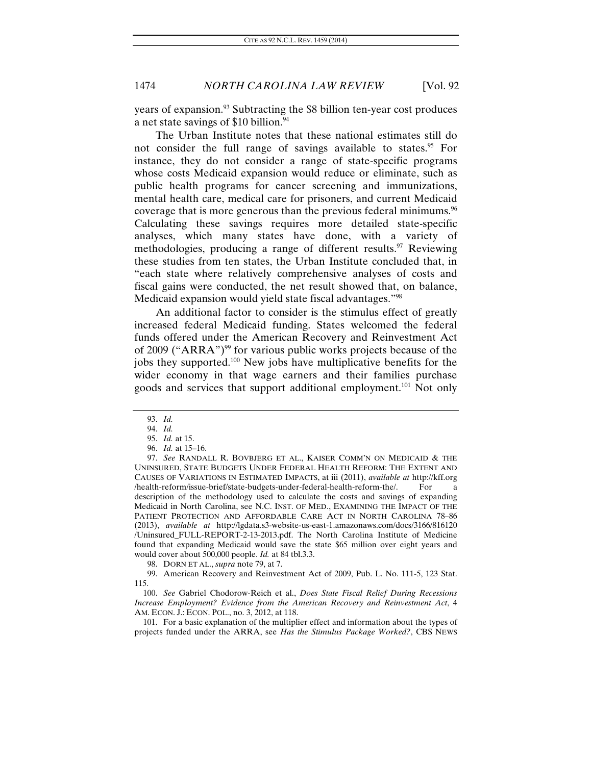years of expansion.[93] Subtracting the $8 billion ten-year cost produces a net state savings of $10 billion.[94]

The Urban Institute notes that these national estimates still do not consider the full range of savings available to states.[95] For instance, they do not consider a range of state-specific programs whose costs Medicaid expansion would reduce or eliminate, such as public health programs for cancer screening and immunizations, mental health care, medical care for prisoners, and current Medicaid coverage that is more generous than the previous federal minimums.[96] Calculating these savings requires more detailed state-specific analyses, which many states have done, with a variety of methodologies, producing a range of different results.[97] Reviewing these studies from ten states, the Urban Institute concluded that, in "each state where relatively comprehensive analyses of costs and fiscal gains were conducted, the net result showed that, on balance, Medicaid expansion would yield state fiscal advantages."[98]

An additional factor to consider is the stimulus effect of greatly increased federal Medicaid funding. States welcomed the federal funds offered under the American Recovery and Reinvestment Act of 2009 ("ARRA")[99] for various public works projects because of the jobs they supported.[100] New jobs have multiplicative benefits for the wider economy in that wage earners and their families purchase goods and services that support additional employment.[101] Not only

---

93. *Id.*

94. *Id.*

95. *Id.* at 15.

96. *Id.* at 15–16.

97. *See* RANDALL R. BOVBJERG ET AL., KAISER COMM'N ON MEDICAID & THE UNINSURED, STATE BUDGETS UNDER FEDERAL HEALTH REFORM: THE EXTENT AND CAUSES OF VARIATIONS IN ESTIMATED IMPACTS, at iii (2011), *available at* http://kff.org/health-reform/issue-brief/state-budgets-under-federal-health-reform-the/. For a description of the methodology used to calculate the costs and savings of expanding Medicaid in North Carolina, see N.C. INST. OF MED., EXAMINING THE IMPACT OF THE PATIENT PROTECTION AND AFFORDABLE CARE ACT IN NORTH CAROLINA 78–86 (2013), *available at* http://lgdata.s3-website-us-east-1.amazonaws.com/docs/3166/816120/Uninsured_FULL-REPORT-2-13-2013.pdf. The North Carolina Institute of Medicine found that expanding Medicaid would save the state $65 million over eight years and would cover about 500,000 people. *Id.* at 84 tbl.3.3.

98. DORN ET AL., *supra* note 79, at 7.

99. American Recovery and Reinvestment Act of 2009, Pub. L. No. 111-5, 123 Stat. 115.

100. *See* Gabriel Chodorow-Reich et al., *Does State Fiscal Relief During Recessions Increase Employment? Evidence from the American Recovery and Reinvestment Act*, 4 AM. ECON. J.: ECON. POL., no. 3, 2012, at 118.

101. For a basic explanation of the multiplier effect and information about the types of projects funded under the ARRA, see *Has the Stimulus Package Worked?*, CBS NEWS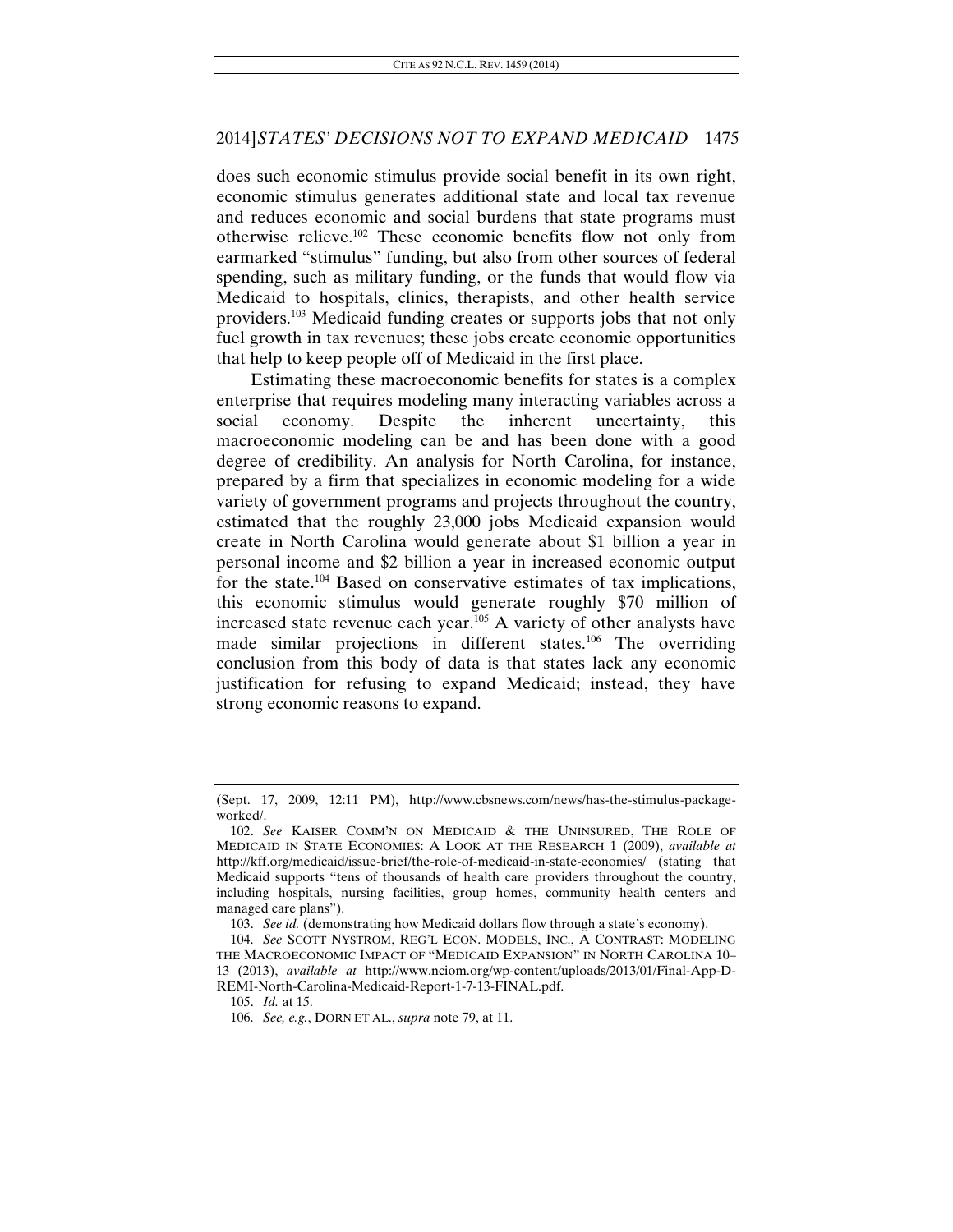does such economic stimulus provide social benefit in its own right, economic stimulus generates additional state and local tax revenue and reduces economic and social burdens that state programs must otherwise relieve.[102] These economic benefits flow not only from earmarked "stimulus" funding, but also from other sources of federal spending, such as military funding, or the funds that would flow via Medicaid to hospitals, clinics, therapists, and other health service providers.[103] Medicaid funding creates or supports jobs that not only fuel growth in tax revenues; these jobs create economic opportunities that help to keep people off of Medicaid in the first place.

Estimating these macroeconomic benefits for states is a complex enterprise that requires modeling many interacting variables across a social economy. Despite the inherent uncertainty, this macroeconomic modeling can be and has been done with a good degree of credibility. An analysis for North Carolina, for instance, prepared by a firm that specializes in economic modeling for a wide variety of government programs and projects throughout the country, estimated that the roughly 23,000 jobs Medicaid expansion would create in North Carolina would generate about $1 billion a year in personal income and $2 billion a year in increased economic output for the state.[104] Based on conservative estimates of tax implications, this economic stimulus would generate roughly $70 million of increased state revenue each year.[105] A variety of other analysts have made similar projections in different states.[106] The overriding conclusion from this body of data is that states lack any economic justification for refusing to expand Medicaid; instead, they have strong economic reasons to expand.

---

(Sept. 17, 2009, 12:11 PM), http://www.cbsnews.com/news/has-the-stimulus-package-worked/.

102. *See* KAISER COMM'N ON MEDICAID & THE UNINSURED, THE ROLE OF MEDICAID IN STATE ECONOMIES: A LOOK AT THE RESEARCH 1 (2009), *available at* http://kff.org/medicaid/issue-brief/the-role-of-medicaid-in-state-economies/ (stating that Medicaid supports "tens of thousands of health care providers throughout the country, including hospitals, nursing facilities, group homes, community health centers and managed care plans").

103. *See id.* (demonstrating how Medicaid dollars flow through a state's economy).

104. *See* SCOTT NYSTROM, REG'L ECON. MODELS, INC., A CONTRAST: MODELING THE MACROECONOMIC IMPACT OF "MEDICAID EXPANSION" IN NORTH CAROLINA 10–13 (2013), *available at* http://www.nciom.org/wp-content/uploads/2013/01/Final-App-D-REMI-North-Carolina-Medicaid-Report-1-7-13-FINAL.pdf.

105. *Id.* at 15.

106. *See, e.g.*, DORN ET AL., *supra* note 79, at 11.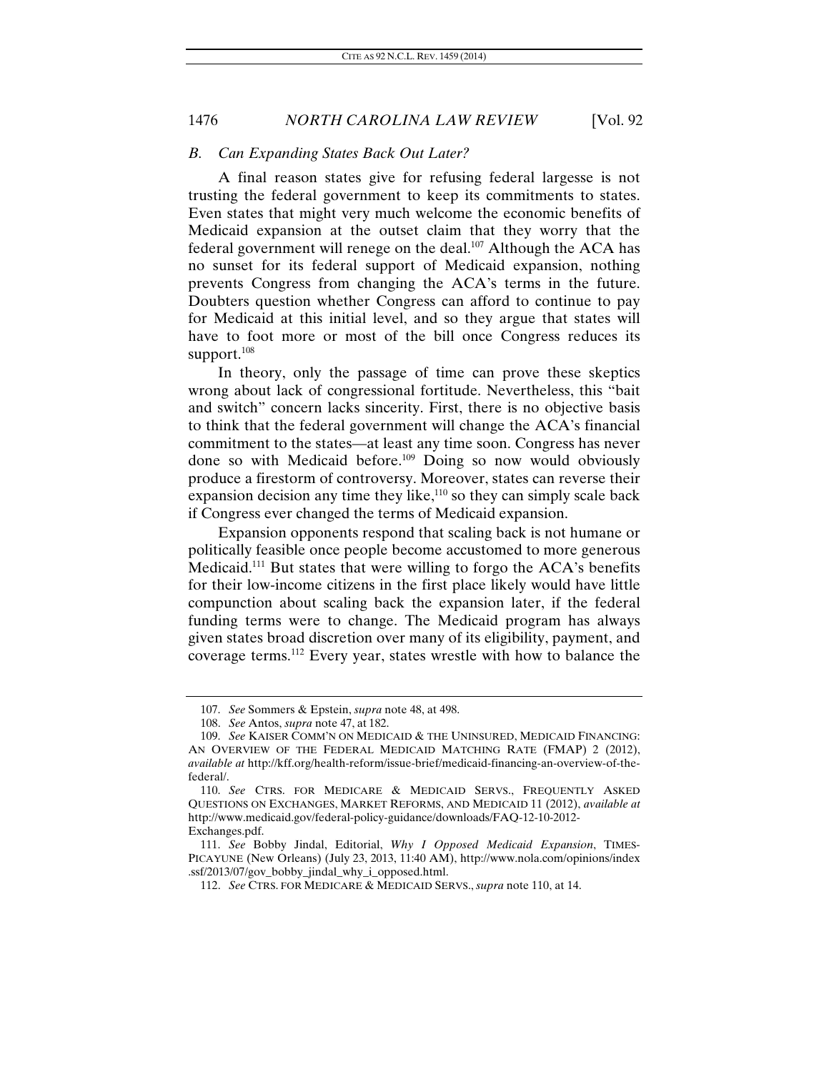### *B. Can Expanding States Back Out Later?*

A final reason states give for refusing federal largesse is not trusting the federal government to keep its commitments to states. Even states that might very much welcome the economic benefits of Medicaid expansion at the outset claim that they worry that the federal government will renege on the deal.[107] Although the ACA has no sunset for its federal support of Medicaid expansion, nothing prevents Congress from changing the ACA's terms in the future. Doubters question whether Congress can afford to continue to pay for Medicaid at this initial level, and so they argue that states will have to foot more or most of the bill once Congress reduces its support.[108]

In theory, only the passage of time can prove these skeptics wrong about lack of congressional fortitude. Nevertheless, this "bait and switch" concern lacks sincerity. First, there is no objective basis to think that the federal government will change the ACA's financial commitment to the states—at least any time soon. Congress has never done so with Medicaid before.[109] Doing so now would obviously produce a firestorm of controversy. Moreover, states can reverse their expansion decision any time they like,[110] so they can simply scale back if Congress ever changed the terms of Medicaid expansion.

Expansion opponents respond that scaling back is not humane or politically feasible once people become accustomed to more generous Medicaid.[111] But states that were willing to forgo the ACA's benefits for their low-income citizens in the first place likely would have little compunction about scaling back the expansion later, if the federal funding terms were to change. The Medicaid program has always given states broad discretion over many of its eligibility, payment, and coverage terms.[112] Every year, states wrestle with how to balance the

---

107. *See* Sommers & Epstein, *supra* note 48, at 498.

108. *See* Antos, *supra* note 47, at 182.

109. *See* KAISER COMM'N ON MEDICAID & THE UNINSURED, MEDICAID FINANCING: AN OVERVIEW OF THE FEDERAL MEDICAID MATCHING RATE (FMAP) 2 (2012), *available at* http://kff.org/health-reform/issue-brief/medicaid-financing-an-overview-of-the-federal/.

110. *See* CTRS. FOR MEDICARE & MEDICAID SERVS., FREQUENTLY ASKED QUESTIONS ON EXCHANGES, MARKET REFORMS, AND MEDICAID 11 (2012), *available at* http://www.medicaid.gov/federal-policy-guidance/downloads/FAQ-12-10-2012-Exchanges.pdf.

111. *See* Bobby Jindal, Editorial, *Why I Opposed Medicaid Expansion*, TIMES-PICAYUNE (New Orleans) (July 23, 2013, 11:40 AM), http://www.nola.com/opinions/index.ssf/2013/07/gov_bobby_jindal_why_i_opposed.html.

112. *See* CTRS. FOR MEDICARE & MEDICAID SERVS., *supra* note 110, at 14.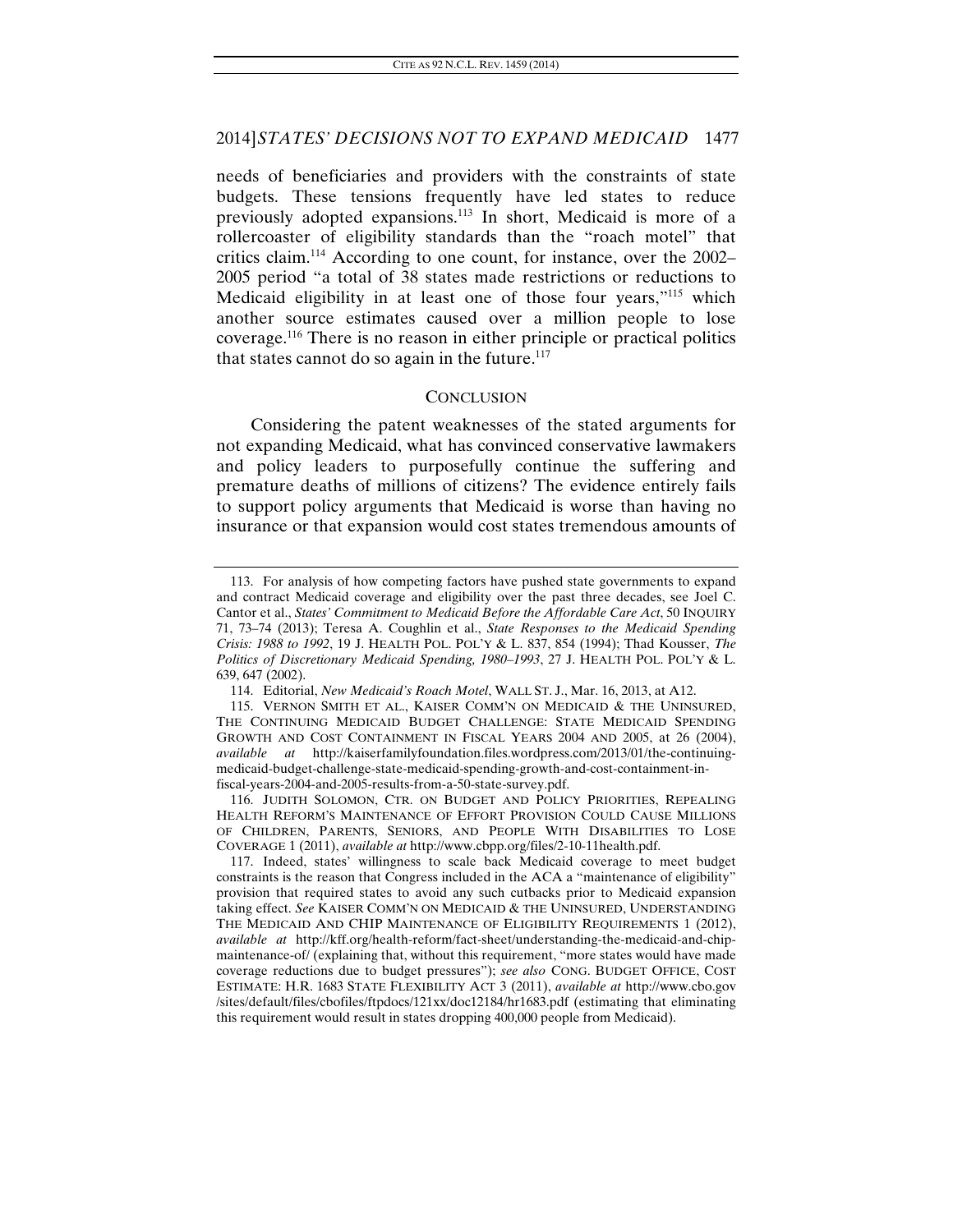needs of beneficiaries and providers with the constraints of state budgets. These tensions frequently have led states to reduce previously adopted expansions.[113] In short, Medicaid is more of a rollercoaster of eligibility standards than the "roach motel" that critics claim.[114] According to one count, for instance, over the 2002–2005 period "a total of 38 states made restrictions or reductions to Medicaid eligibility in at least one of those four years,"[115] which another source estimates caused over a million people to lose coverage.[116] There is no reason in either principle or practical politics that states cannot do so again in the future.[117]

## CONCLUSION

Considering the patent weaknesses of the stated arguments for not expanding Medicaid, what has convinced conservative lawmakers and policy leaders to purposefully continue the suffering and premature deaths of millions of citizens? The evidence entirely fails to support policy arguments that Medicaid is worse than having no insurance or that expansion would cost states tremendous amounts of

---

113. For analysis of how competing factors have pushed state governments to expand and contract Medicaid coverage and eligibility over the past three decades, see Joel C. Cantor et al., *States' Commitment to Medicaid Before the Affordable Care Act*, 50 INQUIRY 71, 73–74 (2013); Teresa A. Coughlin et al., *State Responses to the Medicaid Spending Crisis: 1988 to 1992*, 19 J. HEALTH POL. POL'Y & L. 837, 854 (1994); Thad Kousser, *The Politics of Discretionary Medicaid Spending, 1980–1993*, 27 J. HEALTH POL. POL'Y & L. 639, 647 (2002).

114. Editorial, *New Medicaid's Roach Motel*, WALL ST. J., Mar. 16, 2013, at A12.

115. VERNON SMITH ET AL., KAISER COMM'N ON MEDICAID & THE UNINSURED, THE CONTINUING MEDICAID BUDGET CHALLENGE: STATE MEDICAID SPENDING GROWTH AND COST CONTAINMENT IN FISCAL YEARS 2004 AND 2005, at 26 (2004), *available at* http://kaiserfamilyfoundation.files.wordpress.com/2013/01/the-continuing-medicaid-budget-challenge-state-medicaid-spending-growth-and-cost-containment-in-fiscal-years-2004-and-2005-results-from-a-50-state-survey.pdf.

116. JUDITH SOLOMON, CTR. ON BUDGET AND POLICY PRIORITIES, REPEALING HEALTH REFORM'S MAINTENANCE OF EFFORT PROVISION COULD CAUSE MILLIONS OF CHILDREN, PARENTS, SENIORS, AND PEOPLE WITH DISABILITIES TO LOSE COVERAGE 1 (2011), *available at* http://www.cbpp.org/files/2-10-11health.pdf.

117. Indeed, states' willingness to scale back Medicaid coverage to meet budget constraints is the reason that Congress included in the ACA a "maintenance of eligibility" provision that required states to avoid any such cutbacks prior to Medicaid expansion taking effect. *See* KAISER COMM'N ON MEDICAID & THE UNINSURED, UNDERSTANDING THE MEDICAID AND CHIP MAINTENANCE OF ELIGIBILITY REQUIREMENTS 1 (2012), *available at* http://kff.org/health-reform/fact-sheet/understanding-the-medicaid-and-chip-maintenance-of/ (explaining that, without this requirement, "more states would have made coverage reductions due to budget pressures"); *see also* CONG. BUDGET OFFICE, COST ESTIMATE: H.R. 1683 STATE FLEXIBILITY ACT 3 (2011), *available at* http://www.cbo.gov/sites/default/files/cbofiles/ftpdocs/121xx/doc12184/hr1683.pdf (estimating that eliminating this requirement would result in states dropping 400,000 people from Medicaid).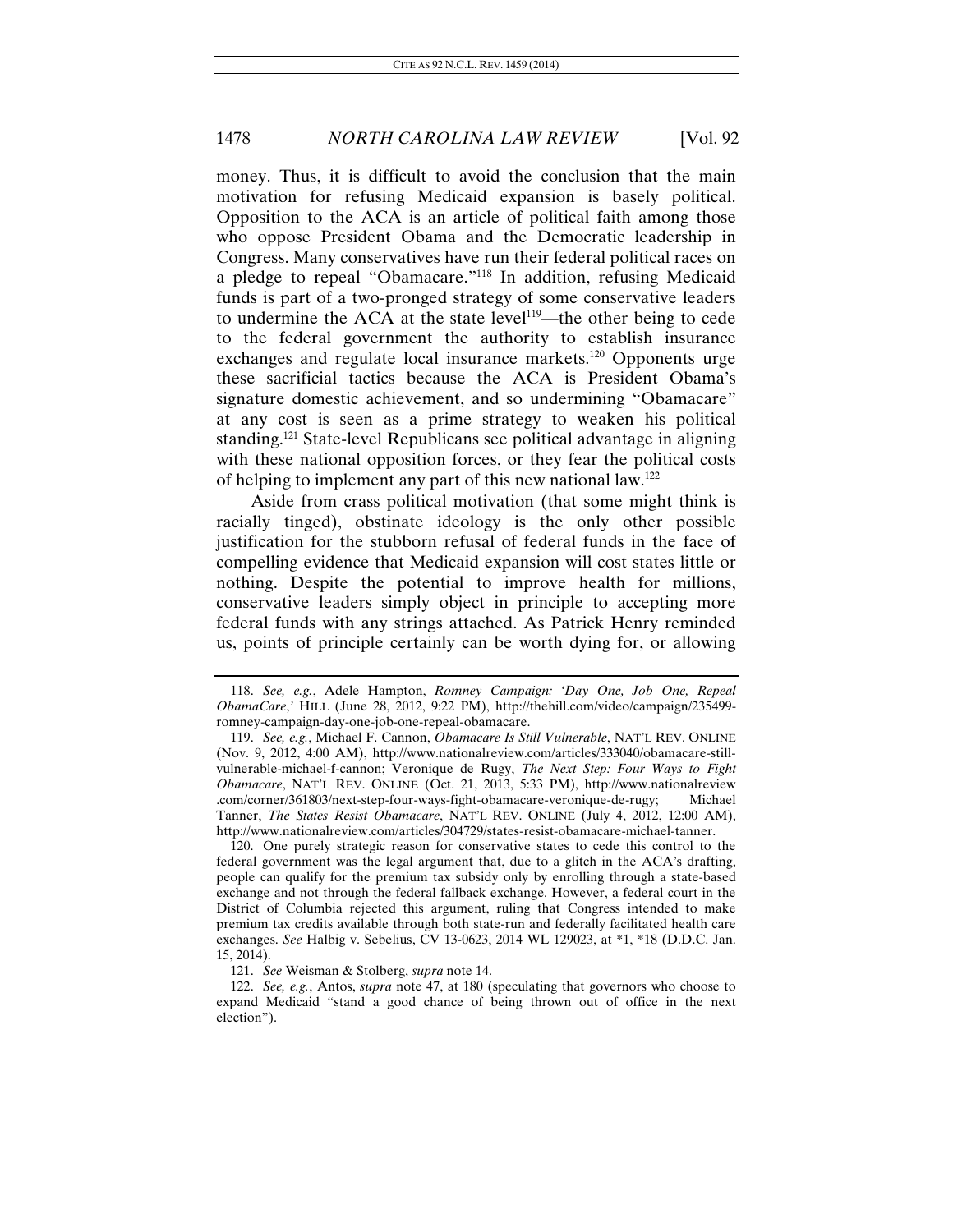money. Thus, it is difficult to avoid the conclusion that the main motivation for refusing Medicaid expansion is basely political. Opposition to the ACA is an article of political faith among those who oppose President Obama and the Democratic leadership in Congress. Many conservatives have run their federal political races on a pledge to repeal "Obamacare."[118] In addition, refusing Medicaid funds is part of a two-pronged strategy of some conservative leaders to undermine the ACA at the state level[119]—the other being to cede to the federal government the authority to establish insurance exchanges and regulate local insurance markets.[120] Opponents urge these sacrificial tactics because the ACA is President Obama's signature domestic achievement, and so undermining "Obamacare" at any cost is seen as a prime strategy to weaken his political standing.[121] State-level Republicans see political advantage in aligning with these national opposition forces, or they fear the political costs of helping to implement any part of this new national law.[122]

Aside from crass political motivation (that some might think is racially tinged), obstinate ideology is the only other possible justification for the stubborn refusal of federal funds in the face of compelling evidence that Medicaid expansion will cost states little or nothing. Despite the potential to improve health for millions, conservative leaders simply object in principle to accepting more federal funds with any strings attached. As Patrick Henry reminded us, points of principle certainly can be worth dying for, or allowing

118. *See, e.g.*, Adele Hampton, *Romney Campaign: 'Day One, Job One, Repeal ObamaCare*,' HILL (June 28, 2012, 9:22 PM), http://thehill.com/video/campaign/235499-romney-campaign-day-one-job-one-repeal-obamacare.

119. *See, e.g.*, Michael F. Cannon, *Obamacare Is Still Vulnerable*, NAT'L REV. ONLINE (Nov. 9, 2012, 4:00 AM), http://www.nationalreview.com/articles/333040/obamacare-still-vulnerable-michael-f-cannon; Veronique de Rugy, *The Next Step: Four Ways to Fight Obamacare*, NAT'L REV. ONLINE (Oct. 21, 2013, 5:33 PM), http://www.nationalreview.com/corner/361803/next-step-four-ways-fight-obamacare-veronique-de-rugy; Michael Tanner, *The States Resist Obamacare*, NAT'L REV. ONLINE (July 4, 2012, 12:00 AM), http://www.nationalreview.com/articles/304729/states-resist-obamacare-michael-tanner.

120. One purely strategic reason for conservative states to cede this control to the federal government was the legal argument that, due to a glitch in the ACA's drafting, people can qualify for the premium tax subsidy only by enrolling through a state-based exchange and not through the federal fallback exchange. However, a federal court in the District of Columbia rejected this argument, ruling that Congress intended to make premium tax credits available through both state-run and federally facilitated health care exchanges. *See* Halbig v. Sebelius, CV 13-0623, 2014 WL 129023, at *1, *18 (D.D.C. Jan. 15, 2014).

121. *See* Weisman & Stolberg, *supra* note 14.

122. *See, e.g.*, Antos, *supra* note 47, at 180 (speculating that governors who choose to expand Medicaid "stand a good chance of being thrown out of office in the next election").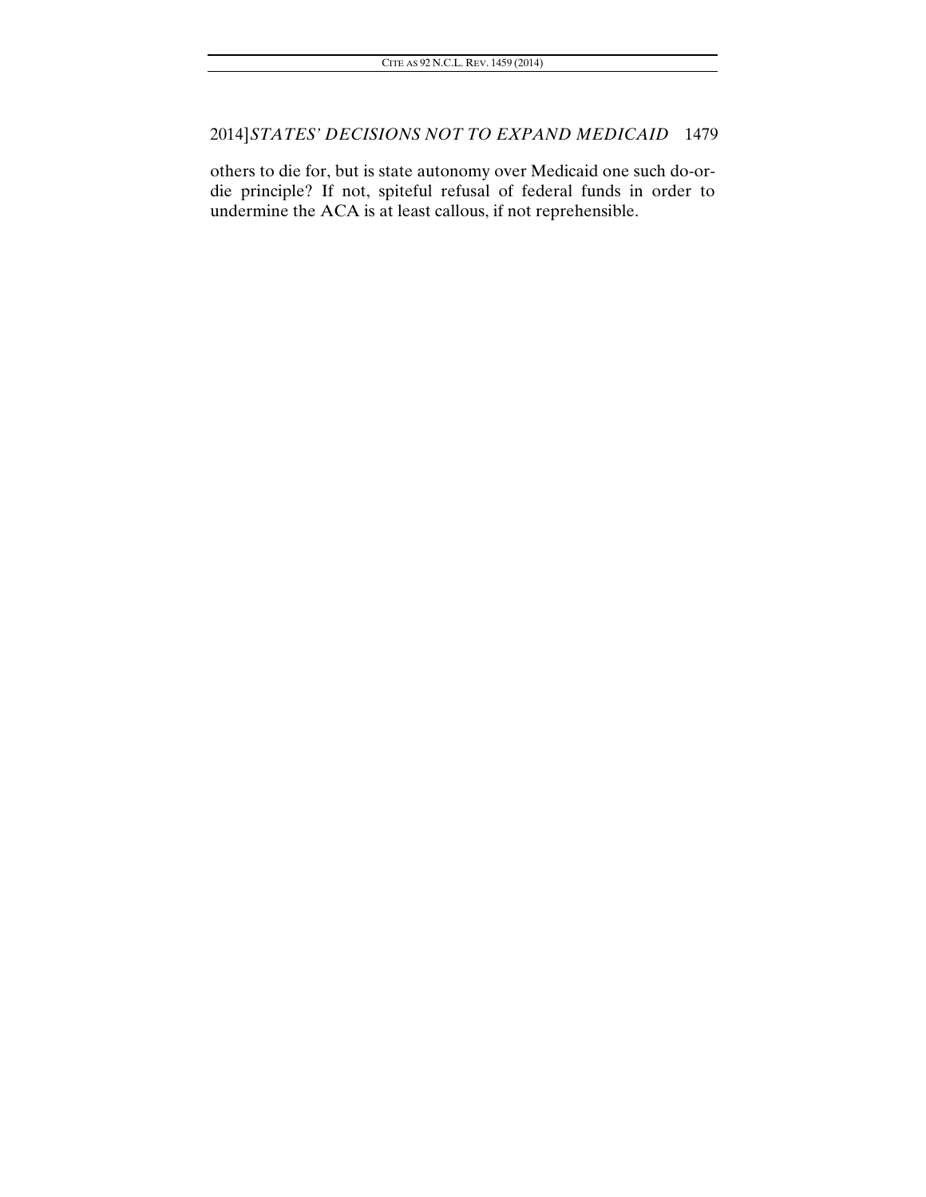others to die for, but is state autonomy over Medicaid one such do-or-die principle? If not, spiteful refusal of federal funds in order to undermine the ACA is at least callous, if not reprehensible.